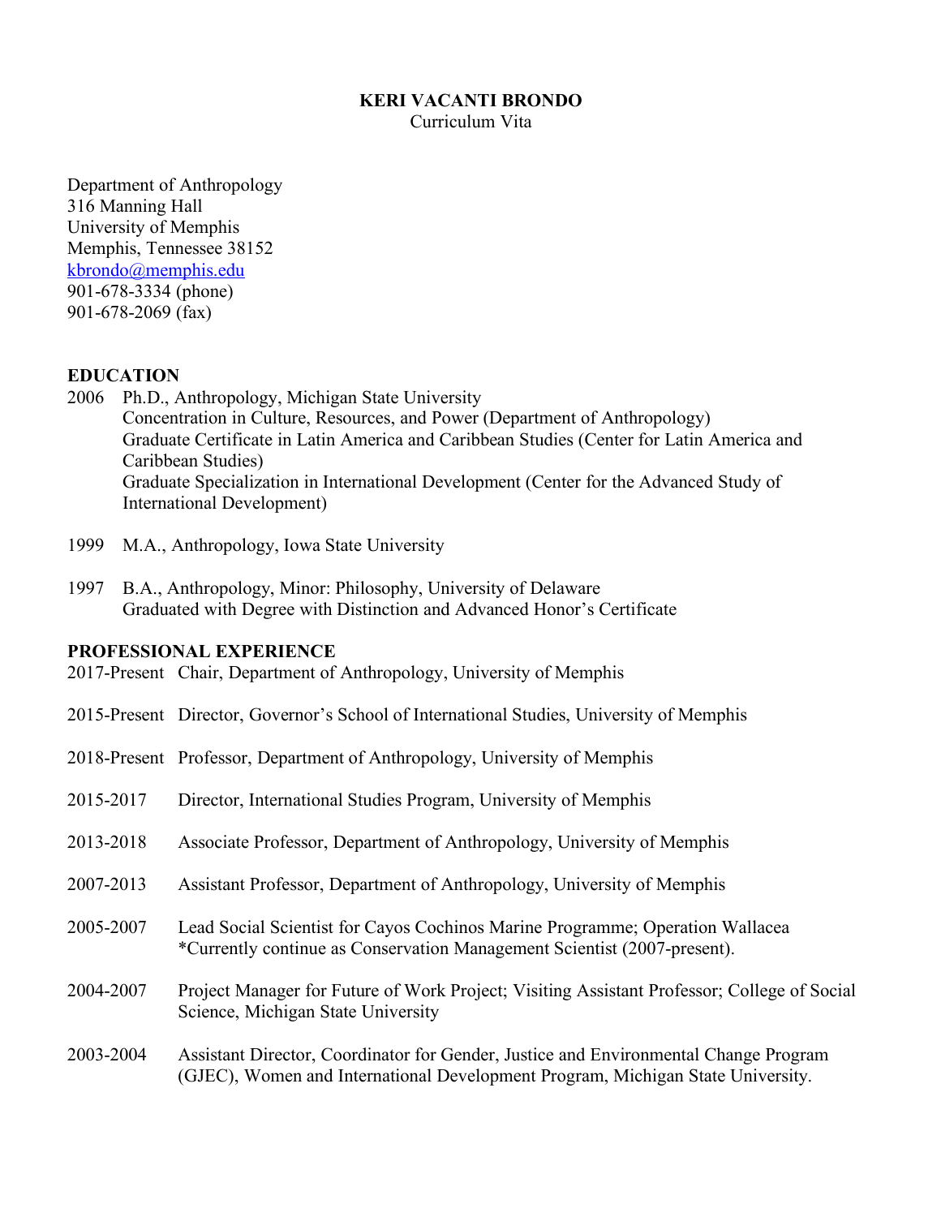# KERI VACANTI BRONDO

Curriculum Vita

Department of Anthropology
316 Manning Hall
University of Memphis
Memphis, Tennessee 38152
kbrondo@memphis.edu
901-678-3334 (phone)
901-678-2069 (fax)

## EDUCATION

2006 Ph.D., Anthropology, Michigan State University
Concentration in Culture, Resources, and Power (Department of Anthropology)
Graduate Certificate in Latin America and Caribbean Studies (Center for Latin America and Caribbean Studies)
Graduate Specialization in International Development (Center for the Advanced Study of International Development)

1999 M.A., Anthropology, Iowa State University

1997 B.A., Anthropology, Minor: Philosophy, University of Delaware
Graduated with Degree with Distinction and Advanced Honor's Certificate

## PROFESSIONAL EXPERIENCE

2017-Present Chair, Department of Anthropology, University of Memphis

2015-Present Director, Governor's School of International Studies, University of Memphis

2018-Present Professor, Department of Anthropology, University of Memphis

2015-2017 Director, International Studies Program, University of Memphis

2013-2018 Associate Professor, Department of Anthropology, University of Memphis

2007-2013 Assistant Professor, Department of Anthropology, University of Memphis

2005-2007 Lead Social Scientist for Cayos Cochinos Marine Programme; Operation Wallacea
*Currently continue as Conservation Management Scientist (2007-present).

2004-2007 Project Manager for Future of Work Project; Visiting Assistant Professor; College of Social Science, Michigan State University

2003-2004 Assistant Director, Coordinator for Gender, Justice and Environmental Change Program (GJEC), Women and International Development Program, Michigan State University.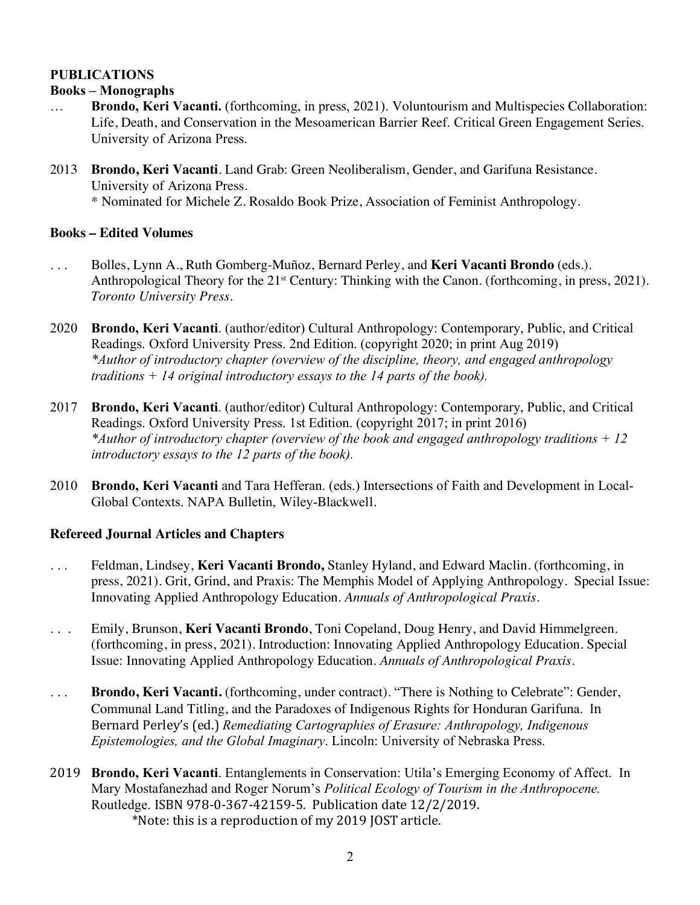**PUBLICATIONS**

**Books – Monographs**

… **Brondo, Keri Vacanti.** (forthcoming, in press, 2021). Voluntourism and Multispecies Collaboration: Life, Death, and Conservation in the Mesoamerican Barrier Reef. Critical Green Engagement Series. University of Arizona Press.

2013 **Brondo, Keri Vacanti**. Land Grab: Green Neoliberalism, Gender, and Garifuna Resistance. University of Arizona Press.
* Nominated for Michele Z. Rosaldo Book Prize, Association of Feminist Anthropology.

**Books – Edited Volumes**

. . . Bolles, Lynn A., Ruth Gomberg-Muñoz, Bernard Perley, and **Keri Vacanti Brondo** (eds.). Anthropological Theory for the 21st Century: Thinking with the Canon. (forthcoming, in press, 2021). *Toronto University Press*.

2020 **Brondo, Keri Vacanti**. (author/editor) Cultural Anthropology: Contemporary, Public, and Critical Readings. Oxford University Press. 2nd Edition. (copyright 2020; in print Aug 2019)
**Author of introductory chapter (overview of the discipline, theory, and engaged anthropology traditions + 14 original introductory essays to the 14 parts of the book).*

2017 **Brondo, Keri Vacanti**. (author/editor) Cultural Anthropology: Contemporary, Public, and Critical Readings. Oxford University Press. 1st Edition. (copyright 2017; in print 2016)
**Author of introductory chapter (overview of the book and engaged anthropology traditions + 12 introductory essays to the 12 parts of the book).*

2010 **Brondo, Keri Vacanti** and Tara Hefferan. (eds.) Intersections of Faith and Development in Local-Global Contexts. NAPA Bulletin, Wiley-Blackwell.

**Refereed Journal Articles and Chapters**

. . . Feldman, Lindsey, **Keri Vacanti Brondo,** Stanley Hyland, and Edward Maclin. (forthcoming, in press, 2021). Grit, Grind, and Praxis: The Memphis Model of Applying Anthropology. Special Issue: Innovating Applied Anthropology Education. *Annuals of Anthropological Praxis*.

. . . Emily, Brunson, **Keri Vacanti Brondo**, Toni Copeland, Doug Henry, and David Himmelgreen. (forthcoming, in press, 2021). Introduction: Innovating Applied Anthropology Education. Special Issue: Innovating Applied Anthropology Education. *Annuals of Anthropological Praxis*.

. . . **Brondo, Keri Vacanti.** (forthcoming, under contract). "There is Nothing to Celebrate": Gender, Communal Land Titling, and the Paradoxes of Indigenous Rights for Honduran Garifuna. In Bernard Perley's (ed.) *Remediating Cartographies of Erasure: Anthropology, Indigenous Epistemologies, and the Global Imaginary*. Lincoln: University of Nebraska Press.

2019 **Brondo, Keri Vacanti**. Entanglements in Conservation: Utila's Emerging Economy of Affect. In Mary Mostafanezhad and Roger Norum's *Political Ecology of Tourism in the Anthropocene.* Routledge. ISBN 978-0-367-42159-5. Publication date 12/2/2019.
*Note: this is a reproduction of my 2019 JOST article.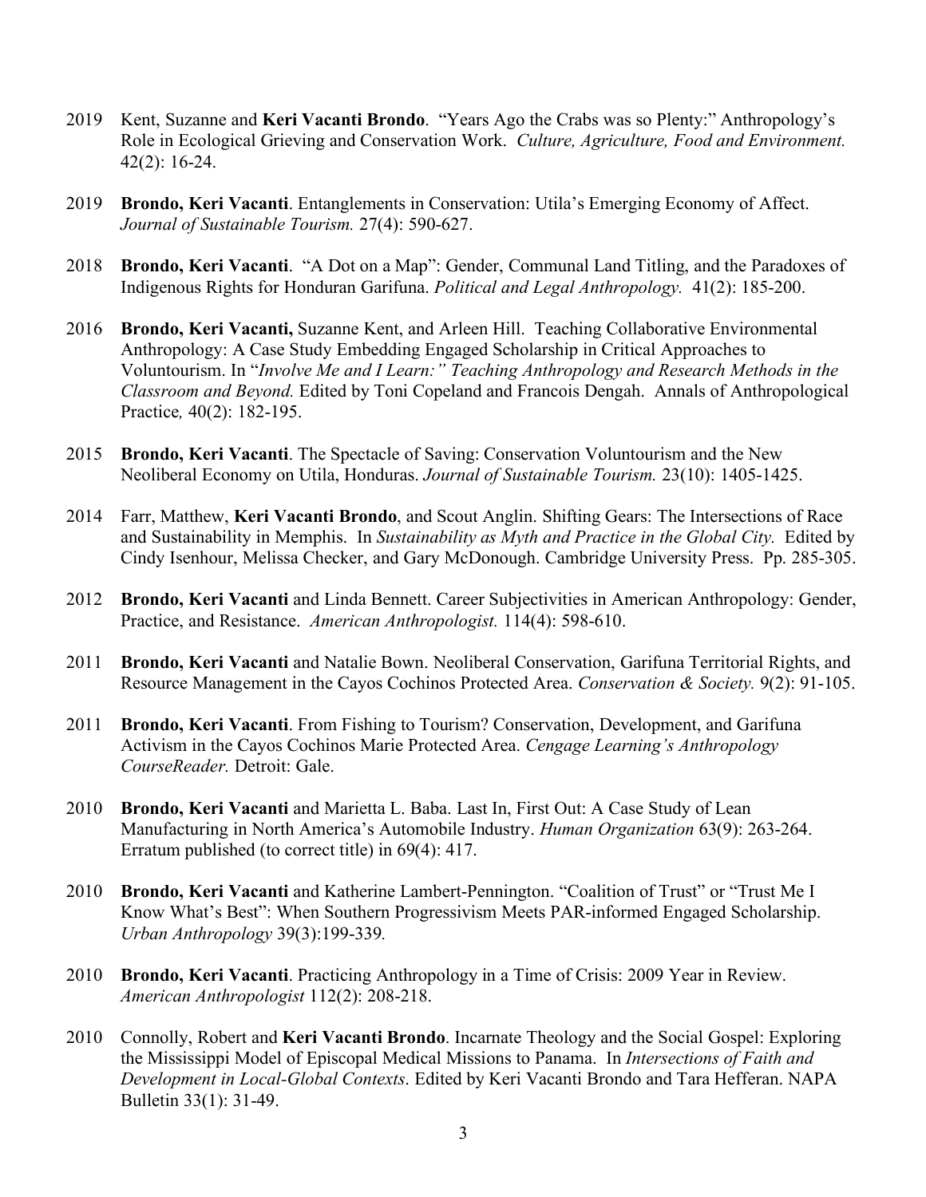2019 Kent, Suzanne and **Keri Vacanti Brondo**. "Years Ago the Crabs was so Plenty:" Anthropology's Role in Ecological Grieving and Conservation Work. *Culture, Agriculture, Food and Environment.* 42(2): 16-24.

2019 **Brondo, Keri Vacanti**. Entanglements in Conservation: Utila's Emerging Economy of Affect. *Journal of Sustainable Tourism.* 27(4): 590-627.

2018 **Brondo, Keri Vacanti**. "A Dot on a Map": Gender, Communal Land Titling, and the Paradoxes of Indigenous Rights for Honduran Garifuna. *Political and Legal Anthropology.* 41(2): 185-200.

2016 **Brondo, Keri Vacanti,** Suzanne Kent, and Arleen Hill. Teaching Collaborative Environmental Anthropology: A Case Study Embedding Engaged Scholarship in Critical Approaches to Voluntourism. In "*Involve Me and I Learn:" Teaching Anthropology and Research Methods in the Classroom and Beyond.* Edited by Toni Copeland and Francois Dengah. Annals of Anthropological Practice*,* 40(2): 182-195.

2015 **Brondo, Keri Vacanti**. The Spectacle of Saving: Conservation Voluntourism and the New Neoliberal Economy on Utila, Honduras. *Journal of Sustainable Tourism.* 23(10): 1405-1425.

2014 Farr, Matthew, **Keri Vacanti Brondo**, and Scout Anglin. Shifting Gears: The Intersections of Race and Sustainability in Memphis. In *Sustainability as Myth and Practice in the Global City.* Edited by Cindy Isenhour, Melissa Checker, and Gary McDonough. Cambridge University Press. Pp. 285-305.

2012 **Brondo, Keri Vacanti** and Linda Bennett. Career Subjectivities in American Anthropology: Gender, Practice, and Resistance. *American Anthropologist.* 114(4): 598-610.

2011 **Brondo, Keri Vacanti** and Natalie Bown. Neoliberal Conservation, Garifuna Territorial Rights, and Resource Management in the Cayos Cochinos Protected Area. *Conservation & Society.* 9(2): 91-105.

2011 **Brondo, Keri Vacanti**. From Fishing to Tourism? Conservation, Development, and Garifuna Activism in the Cayos Cochinos Marie Protected Area. *Cengage Learning's Anthropology CourseReader.* Detroit: Gale.

2010 **Brondo, Keri Vacanti** and Marietta L. Baba. Last In, First Out: A Case Study of Lean Manufacturing in North America's Automobile Industry. *Human Organization* 63(9): 263-264. Erratum published (to correct title) in 69(4): 417.

2010 **Brondo, Keri Vacanti** and Katherine Lambert-Pennington. "Coalition of Trust" or "Trust Me I Know What's Best": When Southern Progressivism Meets PAR-informed Engaged Scholarship. *Urban Anthropology* 39(3):199-339*.*

2010 **Brondo, Keri Vacanti**. Practicing Anthropology in a Time of Crisis: 2009 Year in Review. *American Anthropologist* 112(2): 208-218.

2010 Connolly, Robert and **Keri Vacanti Brondo**. Incarnate Theology and the Social Gospel: Exploring the Mississippi Model of Episcopal Medical Missions to Panama. In *Intersections of Faith and Development in Local-Global Contexts*. Edited by Keri Vacanti Brondo and Tara Hefferan. NAPA Bulletin 33(1): 31-49.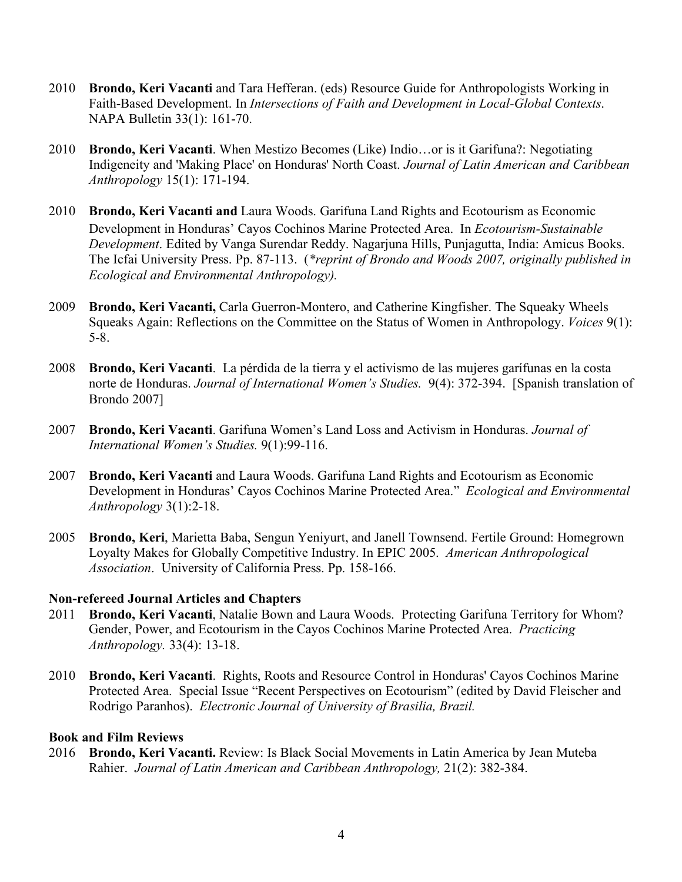2010 **Brondo, Keri Vacanti** and Tara Hefferan. (eds) Resource Guide for Anthropologists Working in Faith-Based Development. In *Intersections of Faith and Development in Local-Global Contexts*. NAPA Bulletin 33(1): 161-70.

2010 **Brondo, Keri Vacanti**. When Mestizo Becomes (Like) Indio…or is it Garifuna?: Negotiating Indigeneity and 'Making Place' on Honduras' North Coast. *Journal of Latin American and Caribbean Anthropology* 15(1): 171-194.

2010 **Brondo, Keri Vacanti and** Laura Woods. Garifuna Land Rights and Ecotourism as Economic Development in Honduras' Cayos Cochinos Marine Protected Area. In *Ecotourism-Sustainable Development*. Edited by Vanga Surendar Reddy. Nagarjuna Hills, Punjagutta, India: Amicus Books. The Icfai University Press. Pp. 87-113. (*\*reprint of Brondo and Woods 2007, originally published in Ecological and Environmental Anthropology).*

2009 **Brondo, Keri Vacanti,** Carla Guerron-Montero, and Catherine Kingfisher. The Squeaky Wheels Squeaks Again: Reflections on the Committee on the Status of Women in Anthropology. *Voices* 9(1): 5-8.

2008 **Brondo, Keri Vacanti**. La pérdida de la tierra y el activismo de las mujeres garífunas en la costa norte de Honduras. *Journal of International Women's Studies.* 9(4): 372-394. [Spanish translation of Brondo 2007]

2007 **Brondo, Keri Vacanti**. Garifuna Women's Land Loss and Activism in Honduras. *Journal of International Women's Studies.* 9(1):99-116.

2007 **Brondo, Keri Vacanti** and Laura Woods. Garifuna Land Rights and Ecotourism as Economic Development in Honduras' Cayos Cochinos Marine Protected Area." *Ecological and Environmental Anthropology* 3(1):2-18.

2005 **Brondo, Keri**, Marietta Baba, Sengun Yeniyurt, and Janell Townsend. Fertile Ground: Homegrown Loyalty Makes for Globally Competitive Industry. In EPIC 2005. *American Anthropological Association*. University of California Press. Pp. 158-166.

**Non-refereed Journal Articles and Chapters**

2011 **Brondo, Keri Vacanti**, Natalie Bown and Laura Woods. Protecting Garifuna Territory for Whom? Gender, Power, and Ecotourism in the Cayos Cochinos Marine Protected Area. *Practicing Anthropology.* 33(4): 13-18.

2010 **Brondo, Keri Vacanti**. Rights, Roots and Resource Control in Honduras' Cayos Cochinos Marine Protected Area. Special Issue "Recent Perspectives on Ecotourism" (edited by David Fleischer and Rodrigo Paranhos). *Electronic Journal of University of Brasilia, Brazil.*

**Book and Film Reviews**

2016 **Brondo, Keri Vacanti.** Review: Is Black Social Movements in Latin America by Jean Muteba Rahier. *Journal of Latin American and Caribbean Anthropology,* 21(2): 382-384.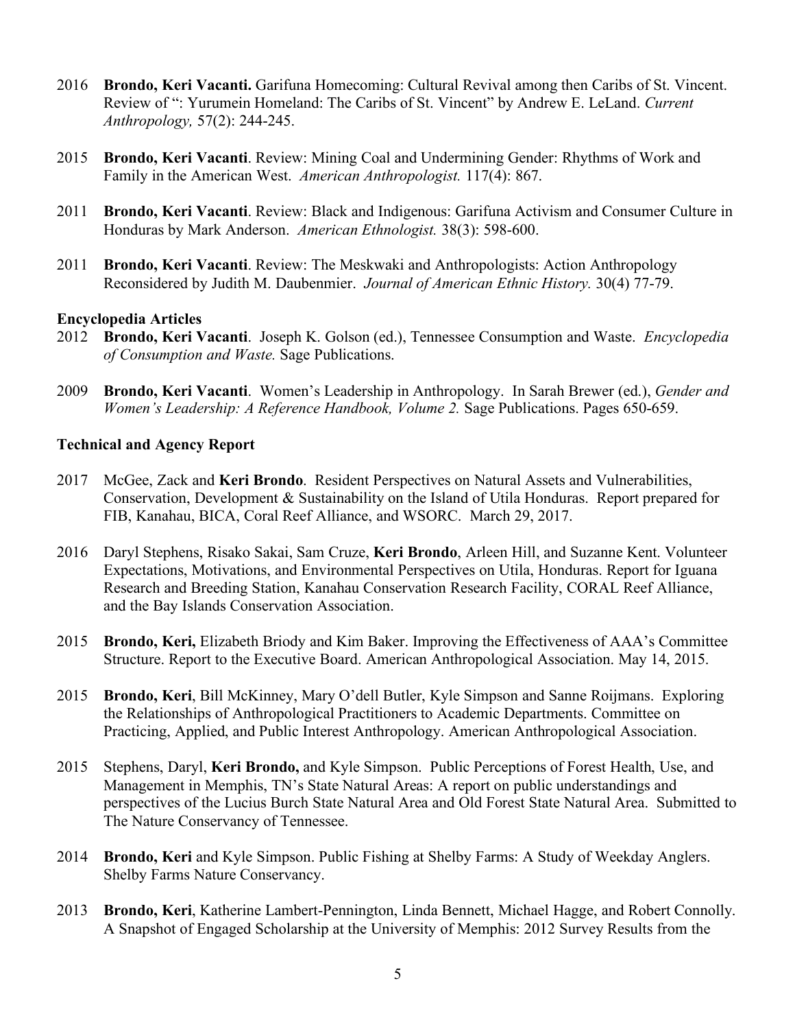2016 **Brondo, Keri Vacanti.** Garifuna Homecoming: Cultural Revival among then Caribs of St. Vincent. Review of ": Yurumein Homeland: The Caribs of St. Vincent" by Andrew E. LeLand. *Current Anthropology,* 57(2): 244-245.

2015 **Brondo, Keri Vacanti**. Review: Mining Coal and Undermining Gender: Rhythms of Work and Family in the American West. *American Anthropologist.* 117(4): 867.

2011 **Brondo, Keri Vacanti**. Review: Black and Indigenous: Garifuna Activism and Consumer Culture in Honduras by Mark Anderson. *American Ethnologist.* 38(3): 598-600.

2011 **Brondo, Keri Vacanti**. Review: The Meskwaki and Anthropologists: Action Anthropology Reconsidered by Judith M. Daubenmier. *Journal of American Ethnic History.* 30(4) 77-79.

**Encyclopedia Articles**

2012 **Brondo, Keri Vacanti**. Joseph K. Golson (ed.), Tennessee Consumption and Waste. *Encyclopedia of Consumption and Waste.* Sage Publications.

2009 **Brondo, Keri Vacanti**. Women's Leadership in Anthropology. In Sarah Brewer (ed.), *Gender and Women's Leadership: A Reference Handbook, Volume 2.* Sage Publications. Pages 650-659.

**Technical and Agency Report**

2017 McGee, Zack and **Keri Brondo**. Resident Perspectives on Natural Assets and Vulnerabilities, Conservation, Development & Sustainability on the Island of Utila Honduras. Report prepared for FIB, Kanahau, BICA, Coral Reef Alliance, and WSORC. March 29, 2017.

2016 Daryl Stephens, Risako Sakai, Sam Cruze, **Keri Brondo**, Arleen Hill, and Suzanne Kent. Volunteer Expectations, Motivations, and Environmental Perspectives on Utila, Honduras. Report for Iguana Research and Breeding Station, Kanahau Conservation Research Facility, CORAL Reef Alliance, and the Bay Islands Conservation Association.

2015 **Brondo, Keri,** Elizabeth Briody and Kim Baker. Improving the Effectiveness of AAA's Committee Structure. Report to the Executive Board. American Anthropological Association. May 14, 2015.

2015 **Brondo, Keri**, Bill McKinney, Mary O'dell Butler, Kyle Simpson and Sanne Roijmans. Exploring the Relationships of Anthropological Practitioners to Academic Departments. Committee on Practicing, Applied, and Public Interest Anthropology. American Anthropological Association.

2015 Stephens, Daryl, **Keri Brondo,** and Kyle Simpson. Public Perceptions of Forest Health, Use, and Management in Memphis, TN's State Natural Areas: A report on public understandings and perspectives of the Lucius Burch State Natural Area and Old Forest State Natural Area. Submitted to The Nature Conservancy of Tennessee.

2014 **Brondo, Keri** and Kyle Simpson. Public Fishing at Shelby Farms: A Study of Weekday Anglers. Shelby Farms Nature Conservancy.

2013 **Brondo, Keri**, Katherine Lambert-Pennington, Linda Bennett, Michael Hagge, and Robert Connolly. A Snapshot of Engaged Scholarship at the University of Memphis: 2012 Survey Results from the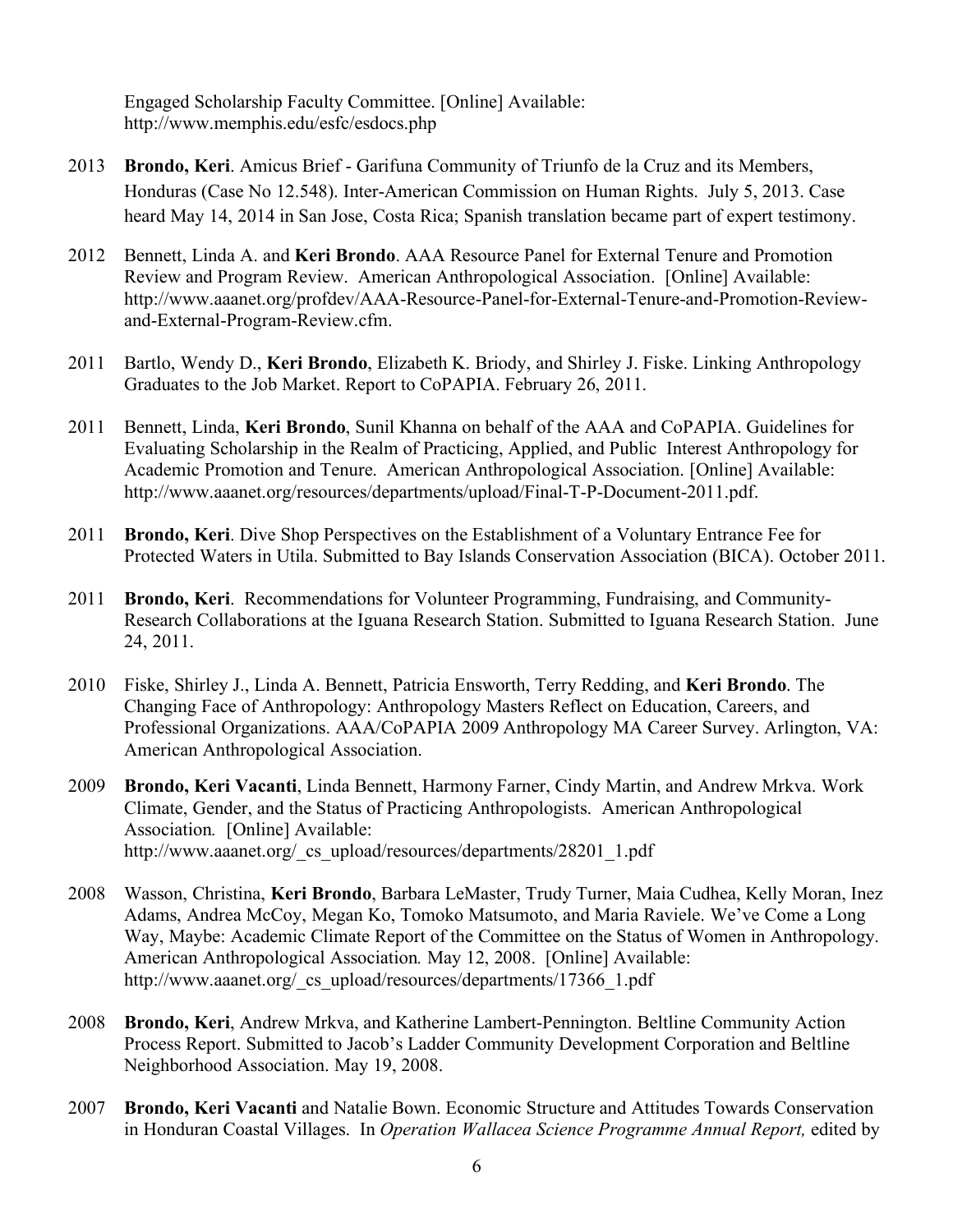Engaged Scholarship Faculty Committee. [Online] Available: http://www.memphis.edu/esfc/esdocs.php

2013 **Brondo, Keri**. Amicus Brief - Garifuna Community of Triunfo de la Cruz and its Members, Honduras (Case No 12.548). Inter-American Commission on Human Rights. July 5, 2013. Case heard May 14, 2014 in San Jose, Costa Rica; Spanish translation became part of expert testimony.

2012 Bennett, Linda A. and **Keri Brondo**. AAA Resource Panel for External Tenure and Promotion Review and Program Review. American Anthropological Association. [Online] Available: http://www.aaanet.org/profdev/AAA-Resource-Panel-for-External-Tenure-and-Promotion-Review-and-External-Program-Review.cfm.

2011 Bartlo, Wendy D., **Keri Brondo**, Elizabeth K. Briody, and Shirley J. Fiske. Linking Anthropology Graduates to the Job Market. Report to CoPAPIA. February 26, 2011.

2011 Bennett, Linda, **Keri Brondo**, Sunil Khanna on behalf of the AAA and CoPAPIA. Guidelines for Evaluating Scholarship in the Realm of Practicing, Applied, and Public Interest Anthropology for Academic Promotion and Tenure. American Anthropological Association. [Online] Available: http://www.aaanet.org/resources/departments/upload/Final-T-P-Document-2011.pdf.

2011 **Brondo, Keri**. Dive Shop Perspectives on the Establishment of a Voluntary Entrance Fee for Protected Waters in Utila. Submitted to Bay Islands Conservation Association (BICA). October 2011.

2011 **Brondo, Keri**. Recommendations for Volunteer Programming, Fundraising, and Community-Research Collaborations at the Iguana Research Station. Submitted to Iguana Research Station. June 24, 2011.

2010 Fiske, Shirley J., Linda A. Bennett, Patricia Ensworth, Terry Redding, and **Keri Brondo**. The Changing Face of Anthropology: Anthropology Masters Reflect on Education, Careers, and Professional Organizations. AAA/CoPAPIA 2009 Anthropology MA Career Survey. Arlington, VA: American Anthropological Association.

2009 **Brondo, Keri Vacanti**, Linda Bennett, Harmony Farner, Cindy Martin, and Andrew Mrkva. Work Climate, Gender, and the Status of Practicing Anthropologists. American Anthropological Association*.* [Online] Available: http://www.aaanet.org/_cs_upload/resources/departments/28201_1.pdf

2008 Wasson, Christina, **Keri Brondo**, Barbara LeMaster, Trudy Turner, Maia Cudhea, Kelly Moran, Inez Adams, Andrea McCoy, Megan Ko, Tomoko Matsumoto, and Maria Raviele. We've Come a Long Way, Maybe: Academic Climate Report of the Committee on the Status of Women in Anthropology. American Anthropological Association*.* May 12, 2008. [Online] Available: http://www.aaanet.org/_cs_upload/resources/departments/17366_1.pdf

2008 **Brondo, Keri**, Andrew Mrkva, and Katherine Lambert-Pennington. Beltline Community Action Process Report. Submitted to Jacob's Ladder Community Development Corporation and Beltline Neighborhood Association. May 19, 2008.

2007 **Brondo, Keri Vacanti** and Natalie Bown. Economic Structure and Attitudes Towards Conservation in Honduran Coastal Villages. In *Operation Wallacea Science Programme Annual Report,* edited by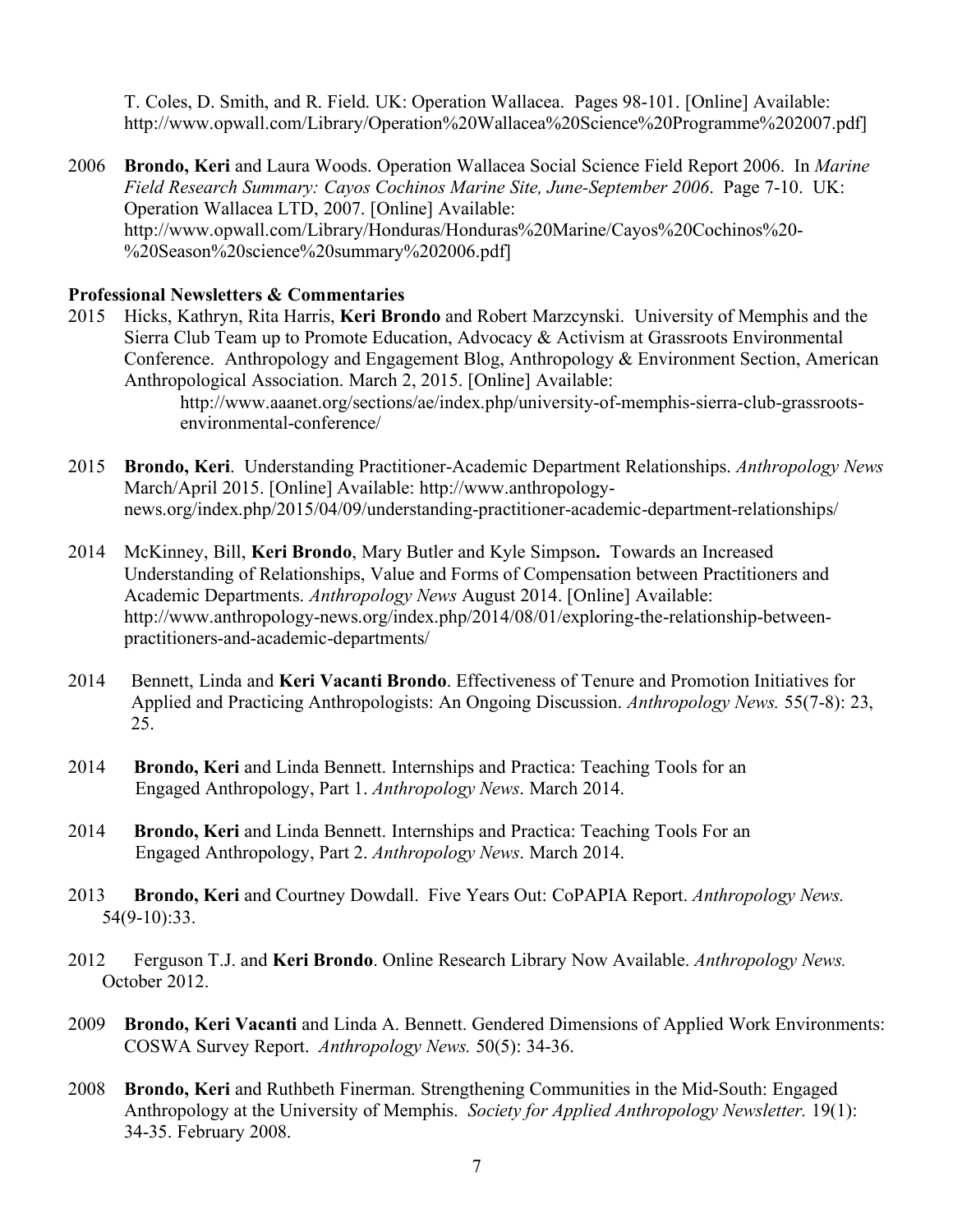T. Coles, D. Smith, and R. Field. UK: Operation Wallacea. Pages 98-101. [Online] Available: http://www.opwall.com/Library/Operation%20Wallacea%20Science%20Programme%202007.pdf]

2006 **Brondo, Keri** and Laura Woods. Operation Wallacea Social Science Field Report 2006. In *Marine Field Research Summary: Cayos Cochinos Marine Site, June-September 2006*. Page 7-10. UK: Operation Wallacea LTD, 2007. [Online] Available: http://www.opwall.com/Library/Honduras/Honduras%20Marine/Cayos%20Cochinos%20-%20Season%20science%20summary%202006.pdf]

**Professional Newsletters & Commentaries**

2015 Hicks, Kathryn, Rita Harris, **Keri Brondo** and Robert Marzcynski. University of Memphis and the Sierra Club Team up to Promote Education, Advocacy & Activism at Grassroots Environmental Conference. Anthropology and Engagement Blog, Anthropology & Environment Section, American Anthropological Association. March 2, 2015. [Online] Available: http://www.aaanet.org/sections/ae/index.php/university-of-memphis-sierra-club-grassroots-environmental-conference/

2015 **Brondo, Keri**. Understanding Practitioner-Academic Department Relationships. *Anthropology News* March/April 2015. [Online] Available: http://www.anthropology-news.org/index.php/2015/04/09/understanding-practitioner-academic-department-relationships/

2014 McKinney, Bill, **Keri Brondo**, Mary Butler and Kyle Simpson**.** Towards an Increased Understanding of Relationships, Value and Forms of Compensation between Practitioners and Academic Departments. *Anthropology News* August 2014. [Online] Available: http://www.anthropology-news.org/index.php/2014/08/01/exploring-the-relationship-between-practitioners-and-academic-departments/

2014 Bennett, Linda and **Keri Vacanti Brondo**. Effectiveness of Tenure and Promotion Initiatives for Applied and Practicing Anthropologists: An Ongoing Discussion. *Anthropology News.* 55(7-8): 23, 25.

2014 **Brondo, Keri** and Linda Bennett. Internships and Practica: Teaching Tools for an Engaged Anthropology, Part 1. *Anthropology News*. March 2014.

2014 **Brondo, Keri** and Linda Bennett. Internships and Practica: Teaching Tools For an Engaged Anthropology, Part 2. *Anthropology News*. March 2014.

2013 **Brondo, Keri** and Courtney Dowdall. Five Years Out: CoPAPIA Report. *Anthropology News.* 54(9-10):33.

2012 Ferguson T.J. and **Keri Brondo**. Online Research Library Now Available. *Anthropology News.* October 2012.

2009 **Brondo, Keri Vacanti** and Linda A. Bennett. Gendered Dimensions of Applied Work Environments: COSWA Survey Report. *Anthropology News.* 50(5): 34-36.

2008 **Brondo, Keri** and Ruthbeth Finerman. Strengthening Communities in the Mid-South: Engaged Anthropology at the University of Memphis. *Society for Applied Anthropology Newsletter.* 19(1): 34-35. February 2008.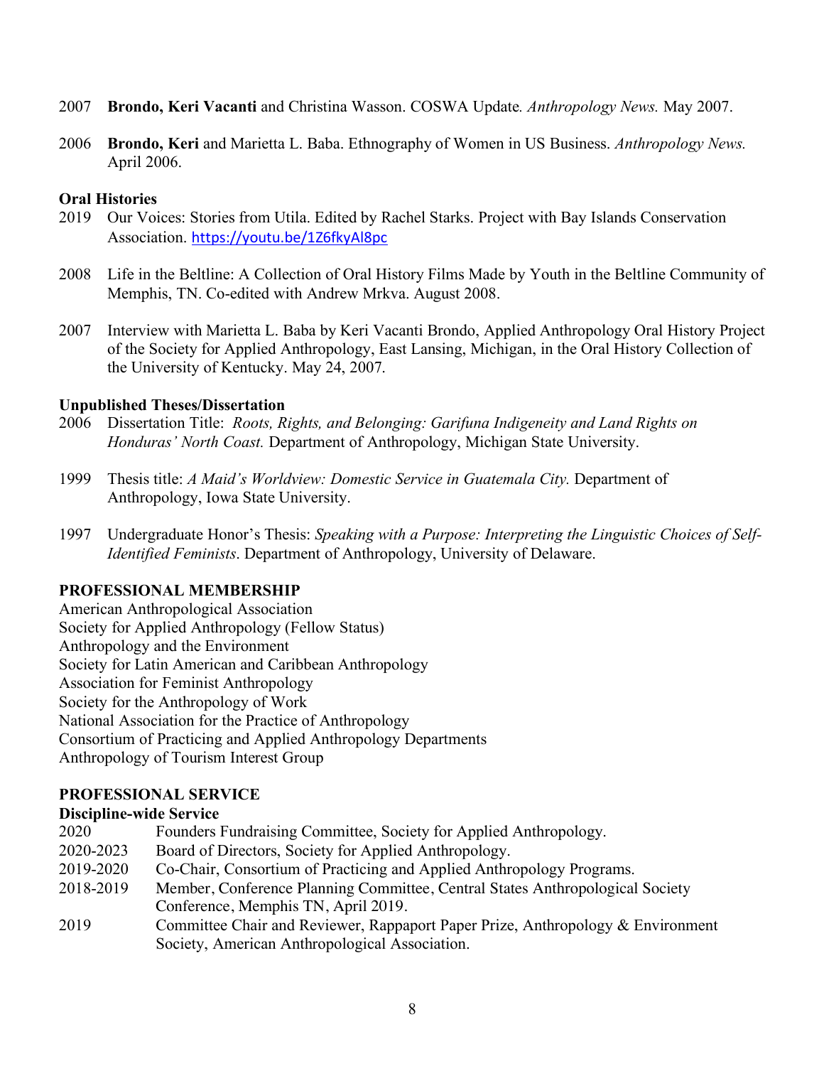2007 **Brondo, Keri Vacanti** and Christina Wasson. COSWA Update. *Anthropology News.* May 2007.

2006 **Brondo, Keri** and Marietta L. Baba. Ethnography of Women in US Business. *Anthropology News.* April 2006.

**Oral Histories**

2019 Our Voices: Stories from Utila. Edited by Rachel Starks. Project with Bay Islands Conservation Association. https://youtu.be/1Z6fkyAl8pc

2008 Life in the Beltline: A Collection of Oral History Films Made by Youth in the Beltline Community of Memphis, TN. Co-edited with Andrew Mrkva. August 2008.

2007 Interview with Marietta L. Baba by Keri Vacanti Brondo, Applied Anthropology Oral History Project of the Society for Applied Anthropology, East Lansing, Michigan, in the Oral History Collection of the University of Kentucky. May 24, 2007.

**Unpublished Theses/Dissertation**

2006 Dissertation Title: *Roots, Rights, and Belonging: Garifuna Indigeneity and Land Rights on Honduras' North Coast.* Department of Anthropology, Michigan State University.

1999 Thesis title: *A Maid's Worldview: Domestic Service in Guatemala City.* Department of Anthropology, Iowa State University.

1997 Undergraduate Honor's Thesis: *Speaking with a Purpose: Interpreting the Linguistic Choices of Self-Identified Feminists*. Department of Anthropology, University of Delaware.

## PROFESSIONAL MEMBERSHIP

American Anthropological Association
Society for Applied Anthropology (Fellow Status)
Anthropology and the Environment
Society for Latin American and Caribbean Anthropology
Association for Feminist Anthropology
Society for the Anthropology of Work
National Association for the Practice of Anthropology
Consortium of Practicing and Applied Anthropology Departments
Anthropology of Tourism Interest Group

## PROFESSIONAL SERVICE

**Discipline-wide Service**

2020 Founders Fundraising Committee, Society for Applied Anthropology.
2020-2023 Board of Directors, Society for Applied Anthropology.
2019-2020 Co-Chair, Consortium of Practicing and Applied Anthropology Programs.
2018-2019 Member, Conference Planning Committee, Central States Anthropological Society Conference, Memphis TN, April 2019.
2019 Committee Chair and Reviewer, Rappaport Paper Prize, Anthropology & Environment Society, American Anthropological Association.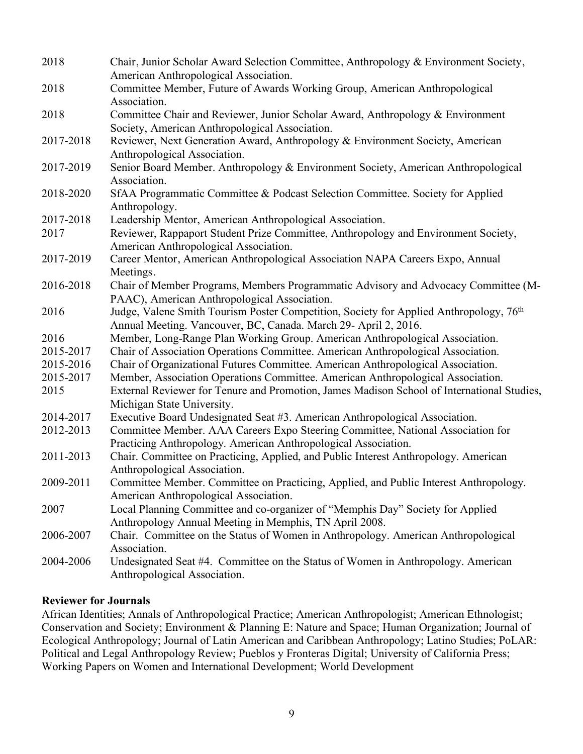| | |
|---|---|
| 2018 | Chair, Junior Scholar Award Selection Committee, Anthropology & Environment Society, American Anthropological Association. |
| 2018 | Committee Member, Future of Awards Working Group, American Anthropological Association. |
| 2018 | Committee Chair and Reviewer, Junior Scholar Award, Anthropology & Environment Society, American Anthropological Association. |
| 2017-2018 | Reviewer, Next Generation Award, Anthropology & Environment Society, American Anthropological Association. |
| 2017-2019 | Senior Board Member. Anthropology & Environment Society, American Anthropological Association. |
| 2018-2020 | SfAA Programmatic Committee & Podcast Selection Committee. Society for Applied Anthropology. |
| 2017-2018 | Leadership Mentor, American Anthropological Association. |
| 2017 | Reviewer, Rappaport Student Prize Committee, Anthropology and Environment Society, American Anthropological Association. |
| 2017-2019 | Career Mentor, American Anthropological Association NAPA Careers Expo, Annual Meetings. |
| 2016-2018 | Chair of Member Programs, Members Programmatic Advisory and Advocacy Committee (M-PAAC), American Anthropological Association. |
| 2016 | Judge, Valene Smith Tourism Poster Competition, Society for Applied Anthropology, 76th Annual Meeting. Vancouver, BC, Canada. March 29- April 2, 2016. |
| 2016 | Member, Long-Range Plan Working Group. American Anthropological Association. |
| 2015-2017 | Chair of Association Operations Committee. American Anthropological Association. |
| 2015-2016 | Chair of Organizational Futures Committee. American Anthropological Association. |
| 2015-2017 | Member, Association Operations Committee. American Anthropological Association. |
| 2015 | External Reviewer for Tenure and Promotion, James Madison School of International Studies, Michigan State University. |
| 2014-2017 | Executive Board Undesignated Seat #3. American Anthropological Association. |
| 2012-2013 | Committee Member. AAA Careers Expo Steering Committee, National Association for Practicing Anthropology. American Anthropological Association. |
| 2011-2013 | Chair. Committee on Practicing, Applied, and Public Interest Anthropology. American Anthropological Association. |
| 2009-2011 | Committee Member. Committee on Practicing, Applied, and Public Interest Anthropology. American Anthropological Association. |
| 2007 | Local Planning Committee and co-organizer of "Memphis Day" Society for Applied Anthropology Annual Meeting in Memphis, TN April 2008. |
| 2006-2007 | Chair. Committee on the Status of Women in Anthropology. American Anthropological Association. |
| 2004-2006 | Undesignated Seat #4. Committee on the Status of Women in Anthropology. American Anthropological Association. |

**Reviewer for Journals**

African Identities; Annals of Anthropological Practice; American Anthropologist; American Ethnologist; Conservation and Society; Environment & Planning E: Nature and Space; Human Organization; Journal of Ecological Anthropology; Journal of Latin American and Caribbean Anthropology; Latino Studies; PoLAR: Political and Legal Anthropology Review; Pueblos y Fronteras Digital; University of California Press; Working Papers on Women and International Development; World Development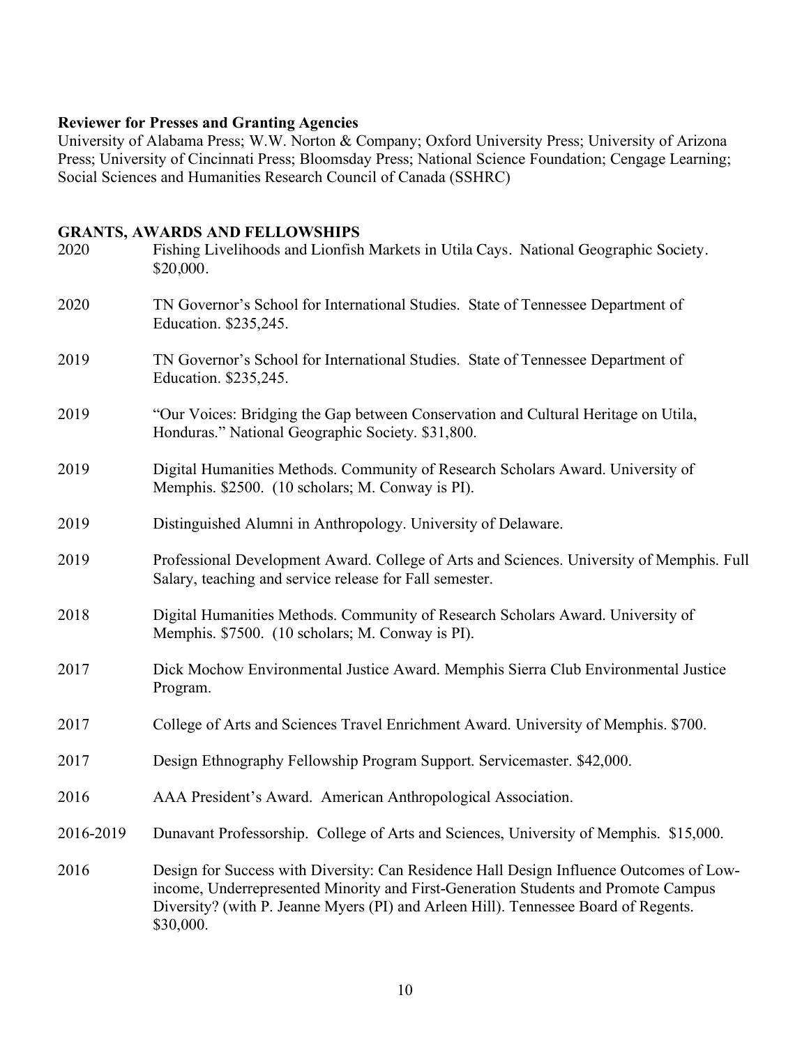**Reviewer for Presses and Granting Agencies**

University of Alabama Press; W.W. Norton & Company; Oxford University Press; University of Arizona Press; University of Cincinnati Press; Bloomsday Press; National Science Foundation; Cengage Learning; Social Sciences and Humanities Research Council of Canada (SSHRC)

## GRANTS, AWARDS AND FELLOWSHIPS

2020 Fishing Livelihoods and Lionfish Markets in Utila Cays. National Geographic Society. $20,000.

2020 TN Governor's School for International Studies. State of Tennessee Department of Education. $235,245.

2019 TN Governor's School for International Studies. State of Tennessee Department of Education. $235,245.

2019 "Our Voices: Bridging the Gap between Conservation and Cultural Heritage on Utila, Honduras." National Geographic Society. $31,800.

2019 Digital Humanities Methods. Community of Research Scholars Award. University of Memphis. $2500. (10 scholars; M. Conway is PI).

2019 Distinguished Alumni in Anthropology. University of Delaware.

2019 Professional Development Award. College of Arts and Sciences. University of Memphis. Full Salary, teaching and service release for Fall semester.

2018 Digital Humanities Methods. Community of Research Scholars Award. University of Memphis. $7500. (10 scholars; M. Conway is PI).

2017 Dick Mochow Environmental Justice Award. Memphis Sierra Club Environmental Justice Program.

2017 College of Arts and Sciences Travel Enrichment Award. University of Memphis. $700.

2017 Design Ethnography Fellowship Program Support. Servicemaster. $42,000.

2016 AAA President's Award. American Anthropological Association.

2016-2019 Dunavant Professorship. College of Arts and Sciences, University of Memphis. $15,000.

2016 Design for Success with Diversity: Can Residence Hall Design Influence Outcomes of Low-income, Underrepresented Minority and First-Generation Students and Promote Campus Diversity? (with P. Jeanne Myers (PI) and Arleen Hill). Tennessee Board of Regents. $30,000.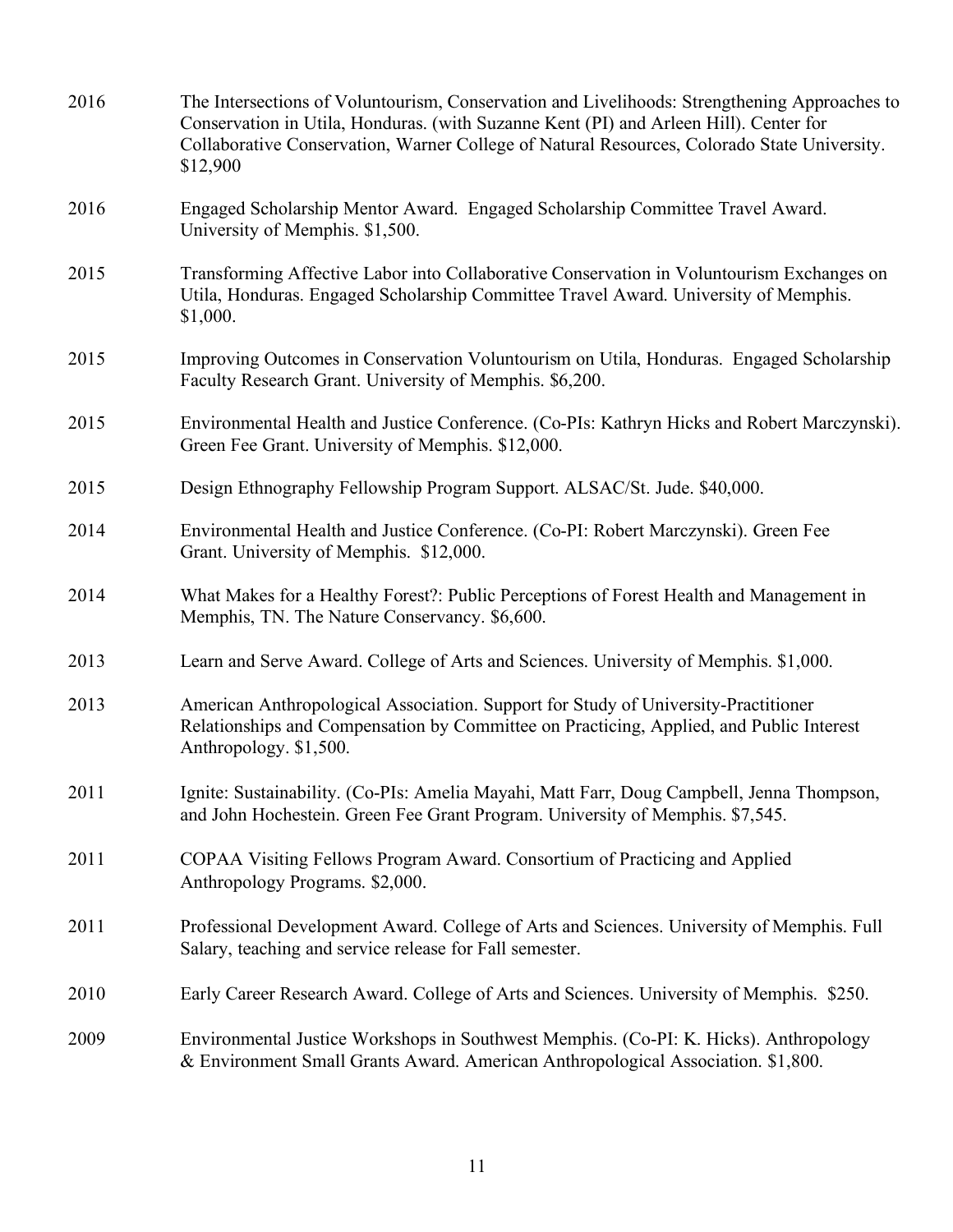2016 The Intersections of Voluntourism, Conservation and Livelihoods: Strengthening Approaches to Conservation in Utila, Honduras. (with Suzanne Kent (PI) and Arleen Hill). Center for Collaborative Conservation, Warner College of Natural Resources, Colorado State University. $12,900

2016 Engaged Scholarship Mentor Award. Engaged Scholarship Committee Travel Award. University of Memphis. $1,500.

2015 Transforming Affective Labor into Collaborative Conservation in Voluntourism Exchanges on Utila, Honduras. Engaged Scholarship Committee Travel Award. University of Memphis. $1,000.

2015 Improving Outcomes in Conservation Voluntourism on Utila, Honduras. Engaged Scholarship Faculty Research Grant. University of Memphis. $6,200.

2015 Environmental Health and Justice Conference. (Co-PIs: Kathryn Hicks and Robert Marczynski). Green Fee Grant. University of Memphis. $12,000.

2015 Design Ethnography Fellowship Program Support. ALSAC/St. Jude. $40,000.

2014 Environmental Health and Justice Conference. (Co-PI: Robert Marczynski). Green Fee Grant. University of Memphis. $12,000.

2014 What Makes for a Healthy Forest?: Public Perceptions of Forest Health and Management in Memphis, TN. The Nature Conservancy. $6,600.

2013 Learn and Serve Award. College of Arts and Sciences. University of Memphis. $1,000.

2013 American Anthropological Association. Support for Study of University-Practitioner Relationships and Compensation by Committee on Practicing, Applied, and Public Interest Anthropology. $1,500.

2011 Ignite: Sustainability. (Co-PIs: Amelia Mayahi, Matt Farr, Doug Campbell, Jenna Thompson, and John Hochestein. Green Fee Grant Program. University of Memphis. $7,545.

2011 COPAA Visiting Fellows Program Award. Consortium of Practicing and Applied Anthropology Programs. $2,000.

2011 Professional Development Award. College of Arts and Sciences. University of Memphis. Full Salary, teaching and service release for Fall semester.

2010 Early Career Research Award. College of Arts and Sciences. University of Memphis. $250.

2009 Environmental Justice Workshops in Southwest Memphis. (Co-PI: K. Hicks). Anthropology & Environment Small Grants Award. American Anthropological Association. $1,800.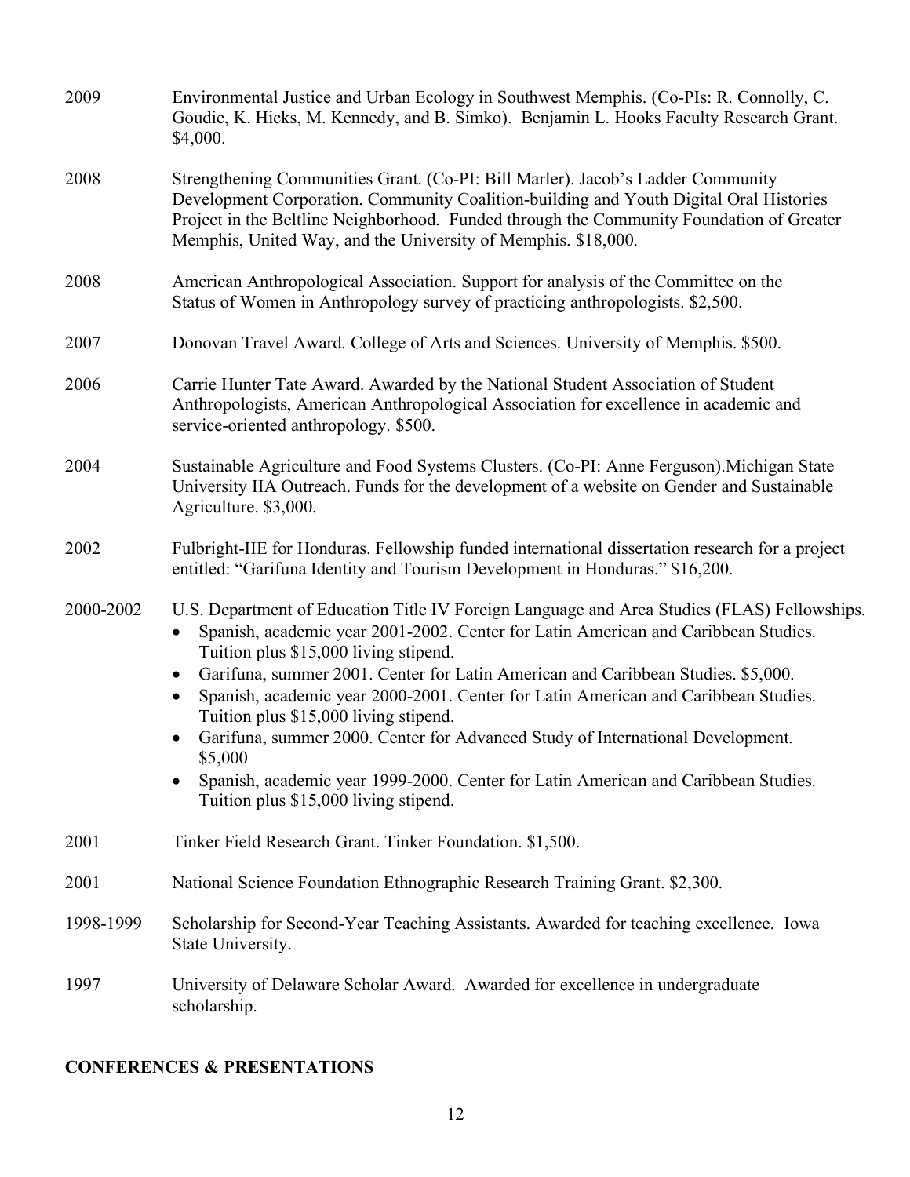2009 Environmental Justice and Urban Ecology in Southwest Memphis. (Co-PIs: R. Connolly, C. Goudie, K. Hicks, M. Kennedy, and B. Simko). Benjamin L. Hooks Faculty Research Grant. $4,000.

2008 Strengthening Communities Grant. (Co-PI: Bill Marler). Jacob's Ladder Community Development Corporation. Community Coalition-building and Youth Digital Oral Histories Project in the Beltline Neighborhood. Funded through the Community Foundation of Greater Memphis, United Way, and the University of Memphis. $18,000.

2008 American Anthropological Association. Support for analysis of the Committee on the Status of Women in Anthropology survey of practicing anthropologists. $2,500.

2007 Donovan Travel Award. College of Arts and Sciences. University of Memphis. $500.

2006 Carrie Hunter Tate Award. Awarded by the National Student Association of Student Anthropologists, American Anthropological Association for excellence in academic and service-oriented anthropology. $500.

2004 Sustainable Agriculture and Food Systems Clusters. (Co-PI: Anne Ferguson).Michigan State University IIA Outreach. Funds for the development of a website on Gender and Sustainable Agriculture. $3,000.

2002 Fulbright-IIE for Honduras. Fellowship funded international dissertation research for a project entitled: "Garifuna Identity and Tourism Development in Honduras." $16,200.

2000-2002 U.S. Department of Education Title IV Foreign Language and Area Studies (FLAS) Fellowships.

- Spanish, academic year 2001-2002. Center for Latin American and Caribbean Studies. Tuition plus $15,000 living stipend.
- Garifuna, summer 2001. Center for Latin American and Caribbean Studies. $5,000.
- Spanish, academic year 2000-2001. Center for Latin American and Caribbean Studies. Tuition plus $15,000 living stipend.
- Garifuna, summer 2000. Center for Advanced Study of International Development. $5,000
- Spanish, academic year 1999-2000. Center for Latin American and Caribbean Studies. Tuition plus $15,000 living stipend.

2001 Tinker Field Research Grant. Tinker Foundation. $1,500.

2001 National Science Foundation Ethnographic Research Training Grant. $2,300.

1998-1999 Scholarship for Second-Year Teaching Assistants. Awarded for teaching excellence. Iowa State University.

1997 University of Delaware Scholar Award. Awarded for excellence in undergraduate scholarship.

## CONFERENCES & PRESENTATIONS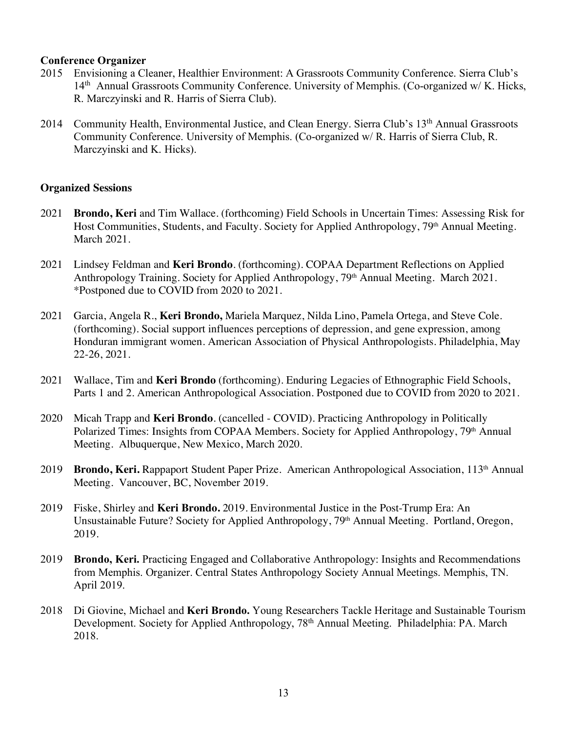**Conference Organizer**

2015 Envisioning a Cleaner, Healthier Environment: A Grassroots Community Conference. Sierra Club's 14th Annual Grassroots Community Conference. University of Memphis. (Co-organized w/ K. Hicks, R. Marczyinski and R. Harris of Sierra Club).

2014 Community Health, Environmental Justice, and Clean Energy. Sierra Club's 13th Annual Grassroots Community Conference. University of Memphis. (Co-organized w/ R. Harris of Sierra Club, R. Marczyinski and K. Hicks).

**Organized Sessions**

2021 **Brondo, Keri** and Tim Wallace. (forthcoming) Field Schools in Uncertain Times: Assessing Risk for Host Communities, Students, and Faculty. Society for Applied Anthropology, 79th Annual Meeting. March 2021.

2021 Lindsey Feldman and **Keri Brondo**. (forthcoming). COPAA Department Reflections on Applied Anthropology Training. Society for Applied Anthropology, 79th Annual Meeting. March 2021. *Postponed due to COVID from 2020 to 2021.

2021 Garcia, Angela R., **Keri Brondo,** Mariela Marquez, Nilda Lino, Pamela Ortega, and Steve Cole. (forthcoming). Social support influences perceptions of depression, and gene expression, among Honduran immigrant women. American Association of Physical Anthropologists. Philadelphia, May 22-26, 2021.

2021 Wallace, Tim and **Keri Brondo** (forthcoming). Enduring Legacies of Ethnographic Field Schools, Parts 1 and 2. American Anthropological Association. Postponed due to COVID from 2020 to 2021.

2020 Micah Trapp and **Keri Brondo**. (cancelled - COVID). Practicing Anthropology in Politically Polarized Times: Insights from COPAA Members. Society for Applied Anthropology, 79th Annual Meeting. Albuquerque, New Mexico, March 2020.

2019 **Brondo, Keri.** Rappaport Student Paper Prize. American Anthropological Association, 113th Annual Meeting. Vancouver, BC, November 2019.

2019 Fiske, Shirley and **Keri Brondo.** 2019. Environmental Justice in the Post-Trump Era: An Unsustainable Future? Society for Applied Anthropology, 79th Annual Meeting. Portland, Oregon, 2019.

2019 **Brondo, Keri.** Practicing Engaged and Collaborative Anthropology: Insights and Recommendations from Memphis. Organizer. Central States Anthropology Society Annual Meetings. Memphis, TN. April 2019.

2018 Di Giovine, Michael and **Keri Brondo.** Young Researchers Tackle Heritage and Sustainable Tourism Development. Society for Applied Anthropology, 78th Annual Meeting. Philadelphia: PA. March 2018.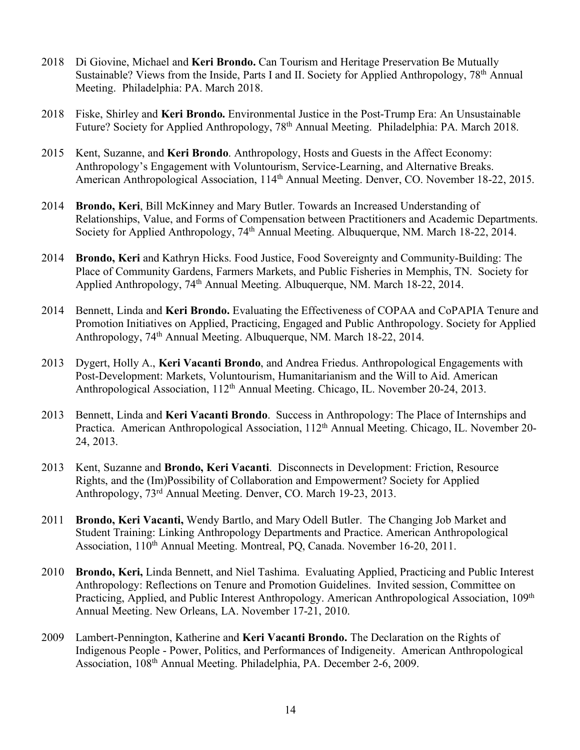2018 Di Giovine, Michael and **Keri Brondo.** Can Tourism and Heritage Preservation Be Mutually Sustainable? Views from the Inside, Parts I and II. Society for Applied Anthropology, 78th Annual Meeting. Philadelphia: PA. March 2018.

2018 Fiske, Shirley and **Keri Brondo.** Environmental Justice in the Post-Trump Era: An Unsustainable Future? Society for Applied Anthropology, 78th Annual Meeting. Philadelphia: PA. March 2018.

2015 Kent, Suzanne, and **Keri Brondo**. Anthropology, Hosts and Guests in the Affect Economy: Anthropology's Engagement with Voluntourism, Service-Learning, and Alternative Breaks. American Anthropological Association, 114th Annual Meeting. Denver, CO. November 18-22, 2015.

2014 **Brondo, Keri**, Bill McKinney and Mary Butler. Towards an Increased Understanding of Relationships, Value, and Forms of Compensation between Practitioners and Academic Departments. Society for Applied Anthropology, 74th Annual Meeting. Albuquerque, NM. March 18-22, 2014.

2014 **Brondo, Keri** and Kathryn Hicks. Food Justice, Food Sovereignty and Community-Building: The Place of Community Gardens, Farmers Markets, and Public Fisheries in Memphis, TN. Society for Applied Anthropology, 74th Annual Meeting. Albuquerque, NM. March 18-22, 2014.

2014 Bennett, Linda and **Keri Brondo.** Evaluating the Effectiveness of COPAA and CoPAPIA Tenure and Promotion Initiatives on Applied, Practicing, Engaged and Public Anthropology. Society for Applied Anthropology, 74th Annual Meeting. Albuquerque, NM. March 18-22, 2014.

2013 Dygert, Holly A., **Keri Vacanti Brondo**, and Andrea Friedus. Anthropological Engagements with Post-Development: Markets, Voluntourism, Humanitarianism and the Will to Aid. American Anthropological Association, 112th Annual Meeting. Chicago, IL. November 20-24, 2013.

2013 Bennett, Linda and **Keri Vacanti Brondo**. Success in Anthropology: The Place of Internships and Practica. American Anthropological Association, 112th Annual Meeting. Chicago, IL. November 20-24, 2013.

2013 Kent, Suzanne and **Brondo, Keri Vacanti**. Disconnects in Development: Friction, Resource Rights, and the (Im)Possibility of Collaboration and Empowerment? Society for Applied Anthropology, 73rd Annual Meeting. Denver, CO. March 19-23, 2013.

2011 **Brondo, Keri Vacanti,** Wendy Bartlo, and Mary Odell Butler. The Changing Job Market and Student Training: Linking Anthropology Departments and Practice. American Anthropological Association, 110th Annual Meeting. Montreal, PQ, Canada. November 16-20, 2011.

2010 **Brondo, Keri,** Linda Bennett, and Niel Tashima. Evaluating Applied, Practicing and Public Interest Anthropology: Reflections on Tenure and Promotion Guidelines. Invited session, Committee on Practicing, Applied, and Public Interest Anthropology. American Anthropological Association, 109th Annual Meeting. New Orleans, LA. November 17-21, 2010.

2009 Lambert-Pennington, Katherine and **Keri Vacanti Brondo.** The Declaration on the Rights of Indigenous People - Power, Politics, and Performances of Indigeneity. American Anthropological Association, 108th Annual Meeting. Philadelphia, PA. December 2-6, 2009.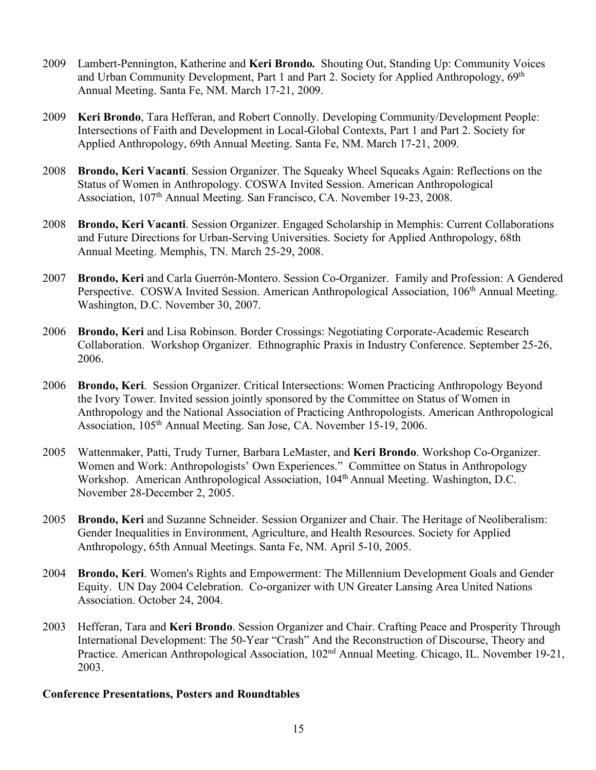2009 Lambert-Pennington, Katherine and **Keri Brondo.** Shouting Out, Standing Up: Community Voices and Urban Community Development, Part 1 and Part 2. Society for Applied Anthropology, 69th Annual Meeting. Santa Fe, NM. March 17-21, 2009.

2009 **Keri Brondo**, Tara Hefferan, and Robert Connolly. Developing Community/Development People: Intersections of Faith and Development in Local-Global Contexts, Part 1 and Part 2. Society for Applied Anthropology, 69th Annual Meeting. Santa Fe, NM. March 17-21, 2009.

2008 **Brondo, Keri Vacanti**. Session Organizer. The Squeaky Wheel Squeaks Again: Reflections on the Status of Women in Anthropology. COSWA Invited Session. American Anthropological Association, 107th Annual Meeting. San Francisco, CA. November 19-23, 2008.

2008 **Brondo, Keri Vacanti**. Session Organizer. Engaged Scholarship in Memphis: Current Collaborations and Future Directions for Urban-Serving Universities. Society for Applied Anthropology, 68th Annual Meeting. Memphis, TN. March 25-29, 2008.

2007 **Brondo, Keri** and Carla Guerrón-Montero. Session Co-Organizer. Family and Profession: A Gendered Perspective. COSWA Invited Session. American Anthropological Association, 106th Annual Meeting. Washington, D.C. November 30, 2007.

2006 **Brondo, Keri** and Lisa Robinson. Border Crossings: Negotiating Corporate-Academic Research Collaboration. Workshop Organizer. Ethnographic Praxis in Industry Conference. September 25-26, 2006.

2006 **Brondo, Keri**. Session Organizer. Critical Intersections: Women Practicing Anthropology Beyond the Ivory Tower. Invited session jointly sponsored by the Committee on Status of Women in Anthropology and the National Association of Practicing Anthropologists. American Anthropological Association, 105th Annual Meeting. San Jose, CA. November 15-19, 2006.

2005 Wattenmaker, Patti, Trudy Turner, Barbara LeMaster, and **Keri Brondo**. Workshop Co-Organizer. Women and Work: Anthropologists' Own Experiences." Committee on Status in Anthropology Workshop. American Anthropological Association, 104th Annual Meeting. Washington, D.C. November 28-December 2, 2005.

2005 **Brondo, Keri** and Suzanne Schneider. Session Organizer and Chair. The Heritage of Neoliberalism: Gender Inequalities in Environment, Agriculture, and Health Resources. Society for Applied Anthropology, 65th Annual Meetings. Santa Fe, NM. April 5-10, 2005.

2004 **Brondo, Keri**. Women's Rights and Empowerment: The Millennium Development Goals and Gender Equity. UN Day 2004 Celebration. Co-organizer with UN Greater Lansing Area United Nations Association. October 24, 2004.

2003 Hefferan, Tara and **Keri Brondo**. Session Organizer and Chair. Crafting Peace and Prosperity Through International Development: The 50-Year "Crash" And the Reconstruction of Discourse, Theory and Practice. American Anthropological Association, 102nd Annual Meeting. Chicago, IL. November 19-21, 2003.

**Conference Presentations, Posters and Roundtables**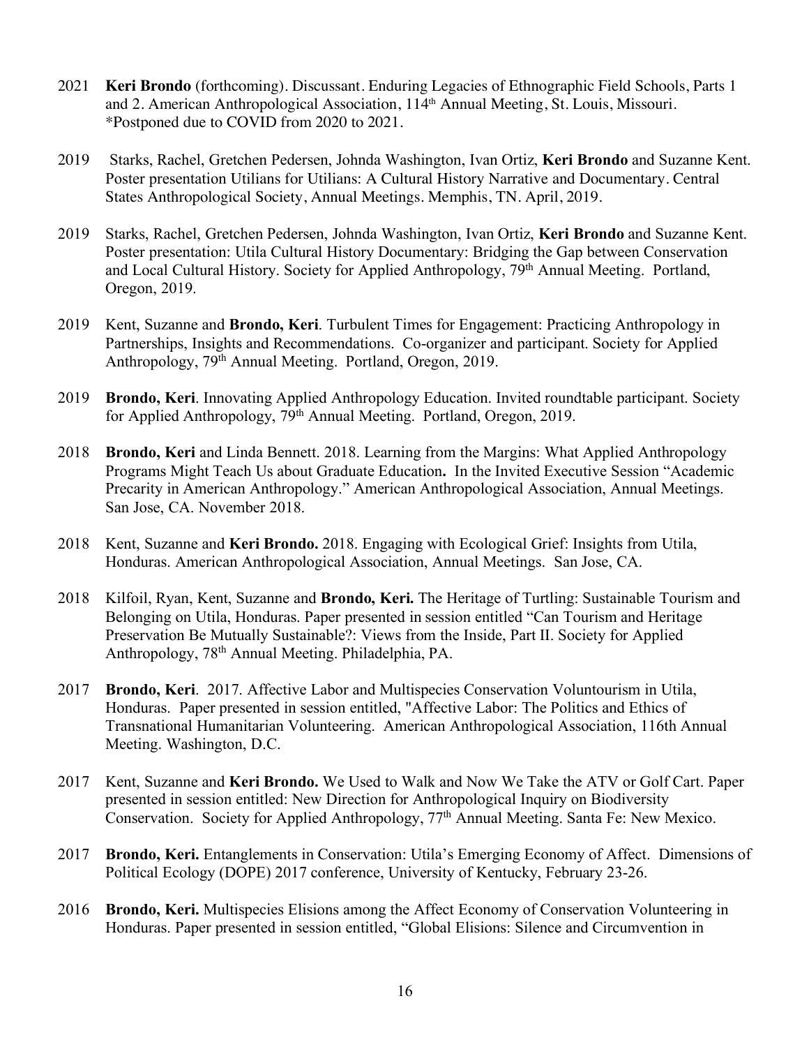2021 **Keri Brondo** (forthcoming). Discussant. Enduring Legacies of Ethnographic Field Schools, Parts 1 and 2. American Anthropological Association, 114th Annual Meeting, St. Louis, Missouri. *Postponed due to COVID from 2020 to 2021.

2019 Starks, Rachel, Gretchen Pedersen, Johnda Washington, Ivan Ortiz, **Keri Brondo** and Suzanne Kent. Poster presentation Utilians for Utilians: A Cultural History Narrative and Documentary. Central States Anthropological Society, Annual Meetings. Memphis, TN. April, 2019.

2019 Starks, Rachel, Gretchen Pedersen, Johnda Washington, Ivan Ortiz, **Keri Brondo** and Suzanne Kent. Poster presentation: Utila Cultural History Documentary: Bridging the Gap between Conservation and Local Cultural History. Society for Applied Anthropology, 79th Annual Meeting. Portland, Oregon, 2019.

2019 Kent, Suzanne and **Brondo, Keri**. Turbulent Times for Engagement: Practicing Anthropology in Partnerships, Insights and Recommendations. Co-organizer and participant. Society for Applied Anthropology, 79th Annual Meeting. Portland, Oregon, 2019.

2019 **Brondo, Keri**. Innovating Applied Anthropology Education. Invited roundtable participant. Society for Applied Anthropology, 79th Annual Meeting. Portland, Oregon, 2019.

2018 **Brondo, Keri** and Linda Bennett. 2018. Learning from the Margins: What Applied Anthropology Programs Might Teach Us about Graduate Education**.** In the Invited Executive Session "Academic Precarity in American Anthropology." American Anthropological Association, Annual Meetings. San Jose, CA. November 2018.

2018 Kent, Suzanne and **Keri Brondo.** 2018. Engaging with Ecological Grief: Insights from Utila, Honduras. American Anthropological Association, Annual Meetings. San Jose, CA.

2018 Kilfoil, Ryan, Kent, Suzanne and **Brondo, Keri.** The Heritage of Turtling: Sustainable Tourism and Belonging on Utila, Honduras. Paper presented in session entitled "Can Tourism and Heritage Preservation Be Mutually Sustainable?: Views from the Inside, Part II. Society for Applied Anthropology, 78th Annual Meeting. Philadelphia, PA.

2017 **Brondo, Keri**. 2017. Affective Labor and Multispecies Conservation Voluntourism in Utila, Honduras. Paper presented in session entitled, "Affective Labor: The Politics and Ethics of Transnational Humanitarian Volunteering. American Anthropological Association, 116th Annual Meeting. Washington, D.C.

2017 Kent, Suzanne and **Keri Brondo.** We Used to Walk and Now We Take the ATV or Golf Cart. Paper presented in session entitled: New Direction for Anthropological Inquiry on Biodiversity Conservation. Society for Applied Anthropology, 77th Annual Meeting. Santa Fe: New Mexico.

2017 **Brondo, Keri.** Entanglements in Conservation: Utila's Emerging Economy of Affect. Dimensions of Political Ecology (DOPE) 2017 conference, University of Kentucky, February 23-26.

2016 **Brondo, Keri.** Multispecies Elisions among the Affect Economy of Conservation Volunteering in Honduras. Paper presented in session entitled, "Global Elisions: Silence and Circumvention in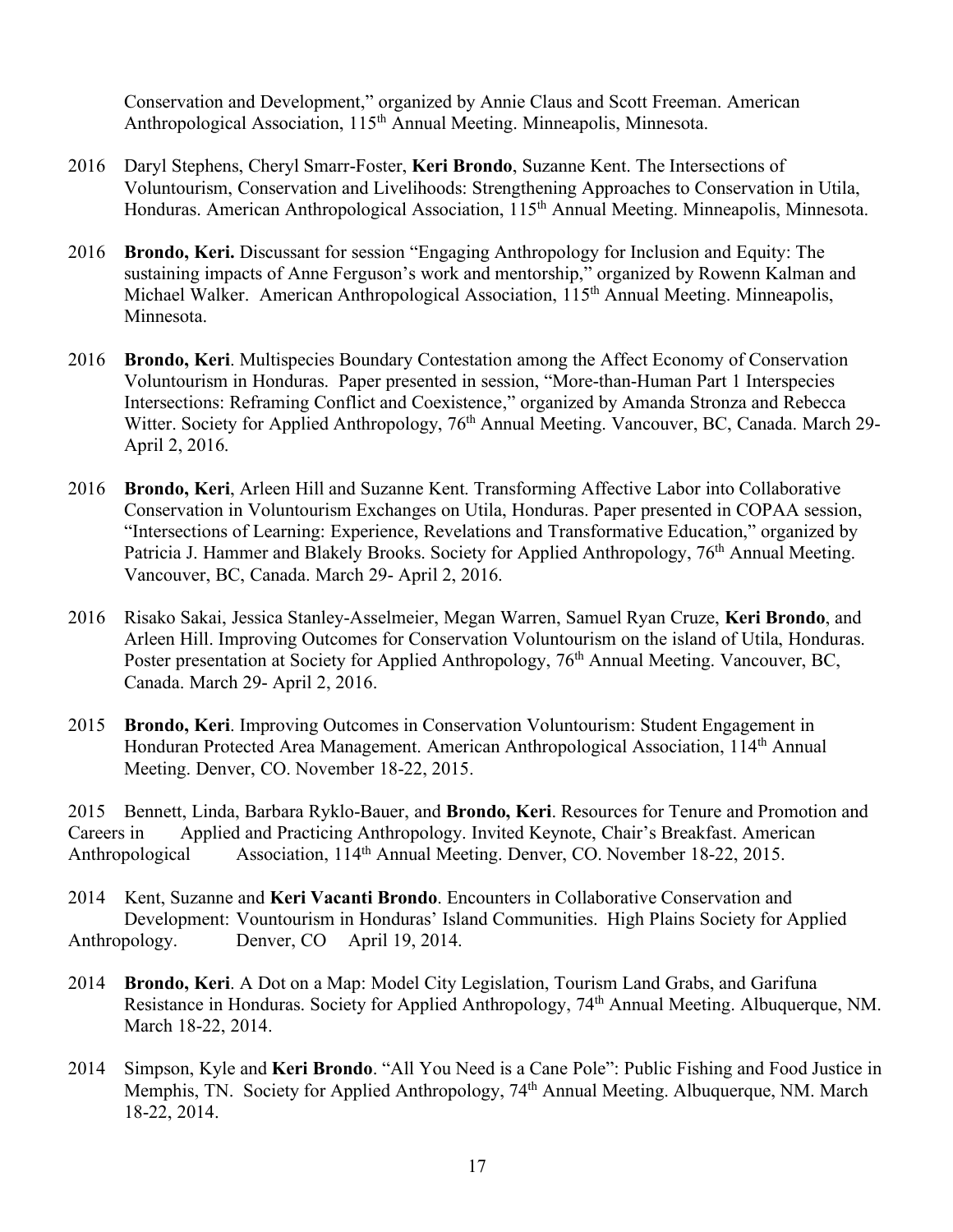Conservation and Development," organized by Annie Claus and Scott Freeman. American Anthropological Association, 115th Annual Meeting. Minneapolis, Minnesota.

2016 Daryl Stephens, Cheryl Smarr-Foster, **Keri Brondo**, Suzanne Kent. The Intersections of Voluntourism, Conservation and Livelihoods: Strengthening Approaches to Conservation in Utila, Honduras. American Anthropological Association, 115th Annual Meeting. Minneapolis, Minnesota.

2016 **Brondo, Keri.** Discussant for session "Engaging Anthropology for Inclusion and Equity: The sustaining impacts of Anne Ferguson's work and mentorship," organized by Rowenn Kalman and Michael Walker. American Anthropological Association, 115th Annual Meeting. Minneapolis, Minnesota.

2016 **Brondo, Keri**. Multispecies Boundary Contestation among the Affect Economy of Conservation Voluntourism in Honduras. Paper presented in session, "More-than-Human Part 1 Interspecies Intersections: Reframing Conflict and Coexistence," organized by Amanda Stronza and Rebecca Witter. Society for Applied Anthropology, 76th Annual Meeting. Vancouver, BC, Canada. March 29- April 2, 2016.

2016 **Brondo, Keri**, Arleen Hill and Suzanne Kent. Transforming Affective Labor into Collaborative Conservation in Voluntourism Exchanges on Utila, Honduras. Paper presented in COPAA session, "Intersections of Learning: Experience, Revelations and Transformative Education," organized by Patricia J. Hammer and Blakely Brooks. Society for Applied Anthropology, 76th Annual Meeting. Vancouver, BC, Canada. March 29- April 2, 2016.

2016 Risako Sakai, Jessica Stanley-Asselmeier, Megan Warren, Samuel Ryan Cruze, **Keri Brondo**, and Arleen Hill. Improving Outcomes for Conservation Voluntourism on the island of Utila, Honduras. Poster presentation at Society for Applied Anthropology, 76th Annual Meeting. Vancouver, BC, Canada. March 29- April 2, 2016.

2015 **Brondo, Keri**. Improving Outcomes in Conservation Voluntourism: Student Engagement in Honduran Protected Area Management. American Anthropological Association, 114th Annual Meeting. Denver, CO. November 18-22, 2015.

2015 Bennett, Linda, Barbara Ryklo-Bauer, and **Brondo, Keri**. Resources for Tenure and Promotion and Careers in Applied and Practicing Anthropology. Invited Keynote, Chair's Breakfast. American Anthropological Association, 114th Annual Meeting. Denver, CO. November 18-22, 2015.

2014 Kent, Suzanne and **Keri Vacanti Brondo**. Encounters in Collaborative Conservation and Development: Vountourism in Honduras' Island Communities. High Plains Society for Applied Anthropology. Denver, CO April 19, 2014.

2014 **Brondo, Keri**. A Dot on a Map: Model City Legislation, Tourism Land Grabs, and Garifuna Resistance in Honduras. Society for Applied Anthropology, 74th Annual Meeting. Albuquerque, NM. March 18-22, 2014.

2014 Simpson, Kyle and **Keri Brondo**. "All You Need is a Cane Pole": Public Fishing and Food Justice in Memphis, TN. Society for Applied Anthropology, 74th Annual Meeting. Albuquerque, NM. March 18-22, 2014.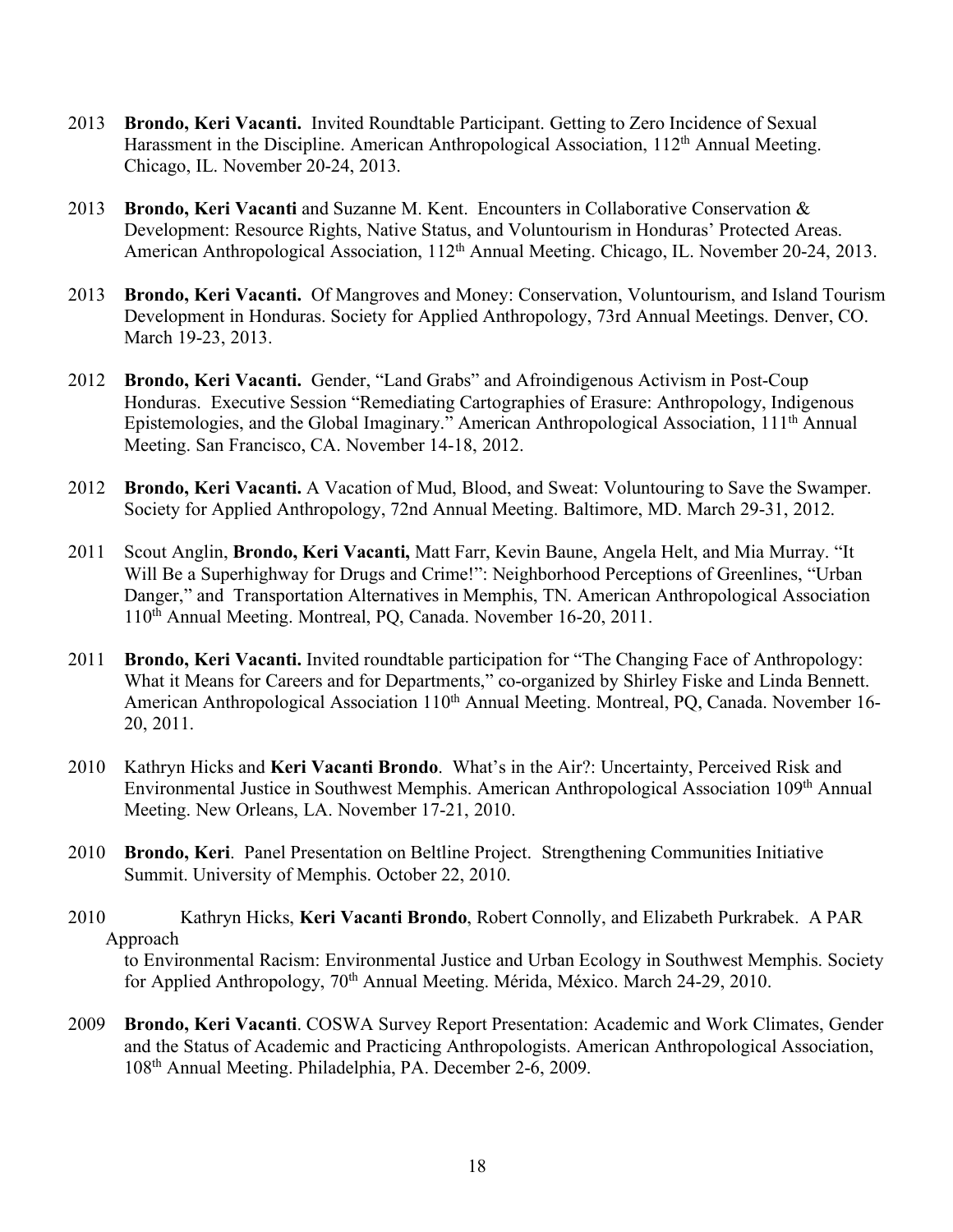2013 **Brondo, Keri Vacanti.** Invited Roundtable Participant. Getting to Zero Incidence of Sexual Harassment in the Discipline. American Anthropological Association, 112th Annual Meeting. Chicago, IL. November 20-24, 2013.

2013 **Brondo, Keri Vacanti** and Suzanne M. Kent. Encounters in Collaborative Conservation & Development: Resource Rights, Native Status, and Voluntourism in Honduras' Protected Areas. American Anthropological Association, 112th Annual Meeting. Chicago, IL. November 20-24, 2013.

2013 **Brondo, Keri Vacanti.** Of Mangroves and Money: Conservation, Voluntourism, and Island Tourism Development in Honduras. Society for Applied Anthropology, 73rd Annual Meetings. Denver, CO. March 19-23, 2013.

2012 **Brondo, Keri Vacanti.** Gender, "Land Grabs" and Afroindigenous Activism in Post-Coup Honduras. Executive Session "Remediating Cartographies of Erasure: Anthropology, Indigenous Epistemologies, and the Global Imaginary." American Anthropological Association, 111th Annual Meeting. San Francisco, CA. November 14-18, 2012.

2012 **Brondo, Keri Vacanti.** A Vacation of Mud, Blood, and Sweat: Voluntouring to Save the Swamper. Society for Applied Anthropology, 72nd Annual Meeting. Baltimore, MD. March 29-31, 2012.

2011 Scout Anglin, **Brondo, Keri Vacanti,** Matt Farr, Kevin Baune, Angela Helt, and Mia Murray. "It Will Be a Superhighway for Drugs and Crime!": Neighborhood Perceptions of Greenlines, "Urban Danger," and Transportation Alternatives in Memphis, TN. American Anthropological Association 110th Annual Meeting. Montreal, PQ, Canada. November 16-20, 2011.

2011 **Brondo, Keri Vacanti.** Invited roundtable participation for "The Changing Face of Anthropology: What it Means for Careers and for Departments," co-organized by Shirley Fiske and Linda Bennett. American Anthropological Association 110th Annual Meeting. Montreal, PQ, Canada. November 16-20, 2011.

2010 Kathryn Hicks and **Keri Vacanti Brondo**. What's in the Air?: Uncertainty, Perceived Risk and Environmental Justice in Southwest Memphis. American Anthropological Association 109th Annual Meeting. New Orleans, LA. November 17-21, 2010.

2010 **Brondo, Keri**. Panel Presentation on Beltline Project. Strengthening Communities Initiative Summit. University of Memphis. October 22, 2010.

2010 Kathryn Hicks, **Keri Vacanti Brondo**, Robert Connolly, and Elizabeth Purkrabek. A PAR Approach to Environmental Racism: Environmental Justice and Urban Ecology in Southwest Memphis. Society for Applied Anthropology, 70th Annual Meeting. Mérida, México. March 24-29, 2010.

2009 **Brondo, Keri Vacanti**. COSWA Survey Report Presentation: Academic and Work Climates, Gender and the Status of Academic and Practicing Anthropologists. American Anthropological Association, 108th Annual Meeting. Philadelphia, PA. December 2-6, 2009.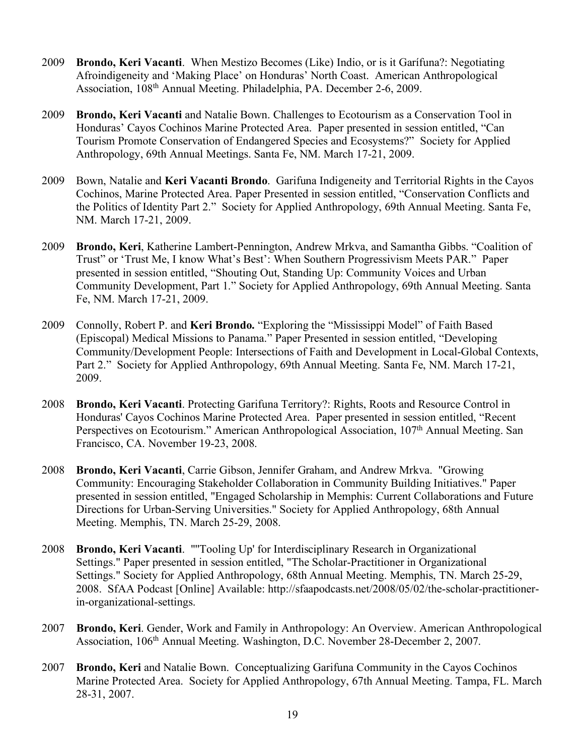2009 **Brondo, Keri Vacanti**. When Mestizo Becomes (Like) Indio, or is it Garífuna?: Negotiating Afroindigeneity and 'Making Place' on Honduras' North Coast. American Anthropological Association, 108th Annual Meeting. Philadelphia, PA. December 2-6, 2009.

2009 **Brondo, Keri Vacanti** and Natalie Bown. Challenges to Ecotourism as a Conservation Tool in Honduras' Cayos Cochinos Marine Protected Area. Paper presented in session entitled, "Can Tourism Promote Conservation of Endangered Species and Ecosystems?" Society for Applied Anthropology, 69th Annual Meetings. Santa Fe, NM. March 17-21, 2009.

2009 Bown, Natalie and **Keri Vacanti Brondo**. Garifuna Indigeneity and Territorial Rights in the Cayos Cochinos, Marine Protected Area. Paper Presented in session entitled, "Conservation Conflicts and the Politics of Identity Part 2." Society for Applied Anthropology, 69th Annual Meeting. Santa Fe, NM. March 17-21, 2009.

2009 **Brondo, Keri**, Katherine Lambert-Pennington, Andrew Mrkva, and Samantha Gibbs. "Coalition of Trust" or 'Trust Me, I know What's Best': When Southern Progressivism Meets PAR." Paper presented in session entitled, "Shouting Out, Standing Up: Community Voices and Urban Community Development, Part 1." Society for Applied Anthropology, 69th Annual Meeting. Santa Fe, NM. March 17-21, 2009.

2009 Connolly, Robert P. and **Keri Brondo.** "Exploring the "Mississippi Model" of Faith Based (Episcopal) Medical Missions to Panama." Paper Presented in session entitled, "Developing Community/Development People: Intersections of Faith and Development in Local-Global Contexts, Part 2." Society for Applied Anthropology, 69th Annual Meeting. Santa Fe, NM. March 17-21, 2009.

2008 **Brondo, Keri Vacanti**. Protecting Garifuna Territory?: Rights, Roots and Resource Control in Honduras' Cayos Cochinos Marine Protected Area. Paper presented in session entitled, "Recent Perspectives on Ecotourism." American Anthropological Association, 107th Annual Meeting. San Francisco, CA. November 19-23, 2008.

2008 **Brondo, Keri Vacanti**, Carrie Gibson, Jennifer Graham, and Andrew Mrkva. "Growing Community: Encouraging Stakeholder Collaboration in Community Building Initiatives." Paper presented in session entitled, "Engaged Scholarship in Memphis: Current Collaborations and Future Directions for Urban-Serving Universities." Society for Applied Anthropology, 68th Annual Meeting. Memphis, TN. March 25-29, 2008.

2008 **Brondo, Keri Vacanti**. ""Tooling Up' for Interdisciplinary Research in Organizational Settings." Paper presented in session entitled, "The Scholar-Practitioner in Organizational Settings." Society for Applied Anthropology, 68th Annual Meeting. Memphis, TN. March 25-29, 2008. SfAA Podcast [Online] Available: http://sfaapodcasts.net/2008/05/02/the-scholar-practitioner-in-organizational-settings.

2007 **Brondo, Keri**. Gender, Work and Family in Anthropology: An Overview. American Anthropological Association, 106th Annual Meeting. Washington, D.C. November 28-December 2, 2007.

2007 **Brondo, Keri** and Natalie Bown. Conceptualizing Garifuna Community in the Cayos Cochinos Marine Protected Area. Society for Applied Anthropology, 67th Annual Meeting. Tampa, FL. March 28-31, 2007.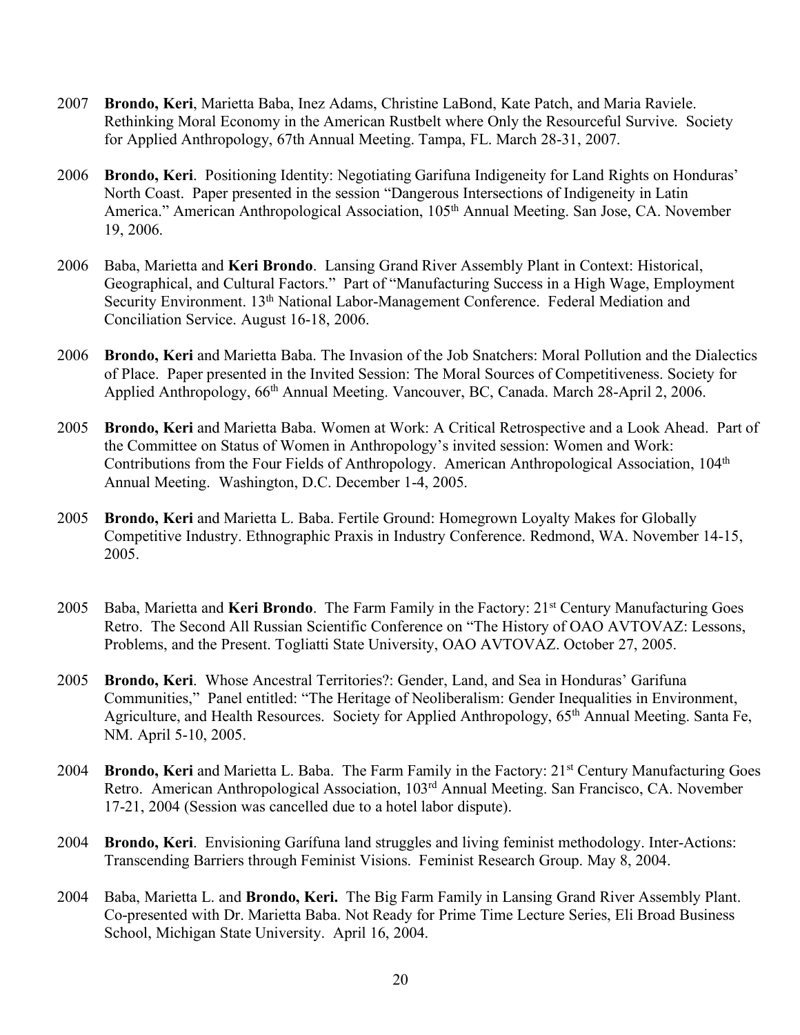2007 **Brondo, Keri**, Marietta Baba, Inez Adams, Christine LaBond, Kate Patch, and Maria Raviele. Rethinking Moral Economy in the American Rustbelt where Only the Resourceful Survive. Society for Applied Anthropology, 67th Annual Meeting. Tampa, FL. March 28-31, 2007.

2006 **Brondo, Keri**. Positioning Identity: Negotiating Garifuna Indigeneity for Land Rights on Honduras' North Coast. Paper presented in the session "Dangerous Intersections of Indigeneity in Latin America." American Anthropological Association, 105th Annual Meeting. San Jose, CA. November 19, 2006.

2006 Baba, Marietta and **Keri Brondo**. Lansing Grand River Assembly Plant in Context: Historical, Geographical, and Cultural Factors." Part of "Manufacturing Success in a High Wage, Employment Security Environment. 13th National Labor-Management Conference. Federal Mediation and Conciliation Service. August 16-18, 2006.

2006 **Brondo, Keri** and Marietta Baba. The Invasion of the Job Snatchers: Moral Pollution and the Dialectics of Place. Paper presented in the Invited Session: The Moral Sources of Competitiveness. Society for Applied Anthropology, 66th Annual Meeting. Vancouver, BC, Canada. March 28-April 2, 2006.

2005 **Brondo, Keri** and Marietta Baba. Women at Work: A Critical Retrospective and a Look Ahead. Part of the Committee on Status of Women in Anthropology's invited session: Women and Work: Contributions from the Four Fields of Anthropology. American Anthropological Association, 104th Annual Meeting. Washington, D.C. December 1-4, 2005.

2005 **Brondo, Keri** and Marietta L. Baba. Fertile Ground: Homegrown Loyalty Makes for Globally Competitive Industry. Ethnographic Praxis in Industry Conference. Redmond, WA. November 14-15, 2005.

2005 Baba, Marietta and **Keri Brondo**. The Farm Family in the Factory: 21st Century Manufacturing Goes Retro. The Second All Russian Scientific Conference on "The History of OAO AVTOVAZ: Lessons, Problems, and the Present. Togliatti State University, OAO AVTOVAZ. October 27, 2005.

2005 **Brondo, Keri**. Whose Ancestral Territories?: Gender, Land, and Sea in Honduras' Garifuna Communities," Panel entitled: "The Heritage of Neoliberalism: Gender Inequalities in Environment, Agriculture, and Health Resources. Society for Applied Anthropology, 65th Annual Meeting. Santa Fe, NM. April 5-10, 2005.

2004 **Brondo, Keri** and Marietta L. Baba. The Farm Family in the Factory: 21st Century Manufacturing Goes Retro. American Anthropological Association, 103rd Annual Meeting. San Francisco, CA. November 17-21, 2004 (Session was cancelled due to a hotel labor dispute).

2004 **Brondo, Keri**. Envisioning Garífuna land struggles and living feminist methodology. Inter-Actions: Transcending Barriers through Feminist Visions. Feminist Research Group. May 8, 2004.

2004 Baba, Marietta L. and **Brondo, Keri.** The Big Farm Family in Lansing Grand River Assembly Plant. Co-presented with Dr. Marietta Baba. Not Ready for Prime Time Lecture Series, Eli Broad Business School, Michigan State University. April 16, 2004.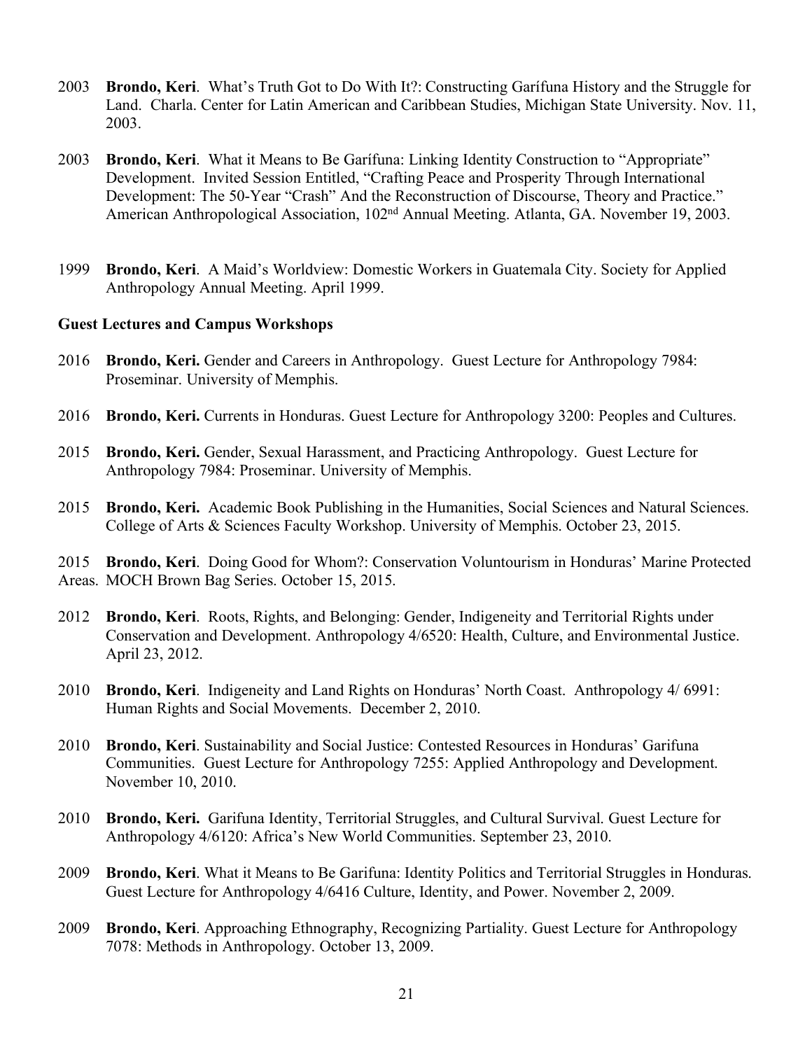2003 **Brondo, Keri**. What's Truth Got to Do With It?: Constructing Garífuna History and the Struggle for Land. Charla. Center for Latin American and Caribbean Studies, Michigan State University. Nov. 11, 2003.

2003 **Brondo, Keri**. What it Means to Be Garífuna: Linking Identity Construction to "Appropriate" Development. Invited Session Entitled, "Crafting Peace and Prosperity Through International Development: The 50-Year "Crash" And the Reconstruction of Discourse, Theory and Practice." American Anthropological Association, 102nd Annual Meeting. Atlanta, GA. November 19, 2003.

1999 **Brondo, Keri**. A Maid's Worldview: Domestic Workers in Guatemala City. Society for Applied Anthropology Annual Meeting. April 1999.

**Guest Lectures and Campus Workshops**

2016 **Brondo, Keri.** Gender and Careers in Anthropology. Guest Lecture for Anthropology 7984: Proseminar. University of Memphis.

2016 **Brondo, Keri.** Currents in Honduras. Guest Lecture for Anthropology 3200: Peoples and Cultures.

2015 **Brondo, Keri.** Gender, Sexual Harassment, and Practicing Anthropology. Guest Lecture for Anthropology 7984: Proseminar. University of Memphis.

2015 **Brondo, Keri.** Academic Book Publishing in the Humanities, Social Sciences and Natural Sciences. College of Arts & Sciences Faculty Workshop. University of Memphis. October 23, 2015.

2015 **Brondo, Keri**. Doing Good for Whom?: Conservation Voluntourism in Honduras' Marine Protected Areas. MOCH Brown Bag Series. October 15, 2015.

2012 **Brondo, Keri**. Roots, Rights, and Belonging: Gender, Indigeneity and Territorial Rights under Conservation and Development. Anthropology 4/6520: Health, Culture, and Environmental Justice. April 23, 2012.

2010 **Brondo, Keri**. Indigeneity and Land Rights on Honduras' North Coast. Anthropology 4/ 6991: Human Rights and Social Movements. December 2, 2010.

2010 **Brondo, Keri**. Sustainability and Social Justice: Contested Resources in Honduras' Garifuna Communities. Guest Lecture for Anthropology 7255: Applied Anthropology and Development. November 10, 2010.

2010 **Brondo, Keri.** Garifuna Identity, Territorial Struggles, and Cultural Survival. Guest Lecture for Anthropology 4/6120: Africa's New World Communities. September 23, 2010.

2009 **Brondo, Keri**. What it Means to Be Garifuna: Identity Politics and Territorial Struggles in Honduras. Guest Lecture for Anthropology 4/6416 Culture, Identity, and Power. November 2, 2009.

2009 **Brondo, Keri**. Approaching Ethnography, Recognizing Partiality. Guest Lecture for Anthropology 7078: Methods in Anthropology. October 13, 2009.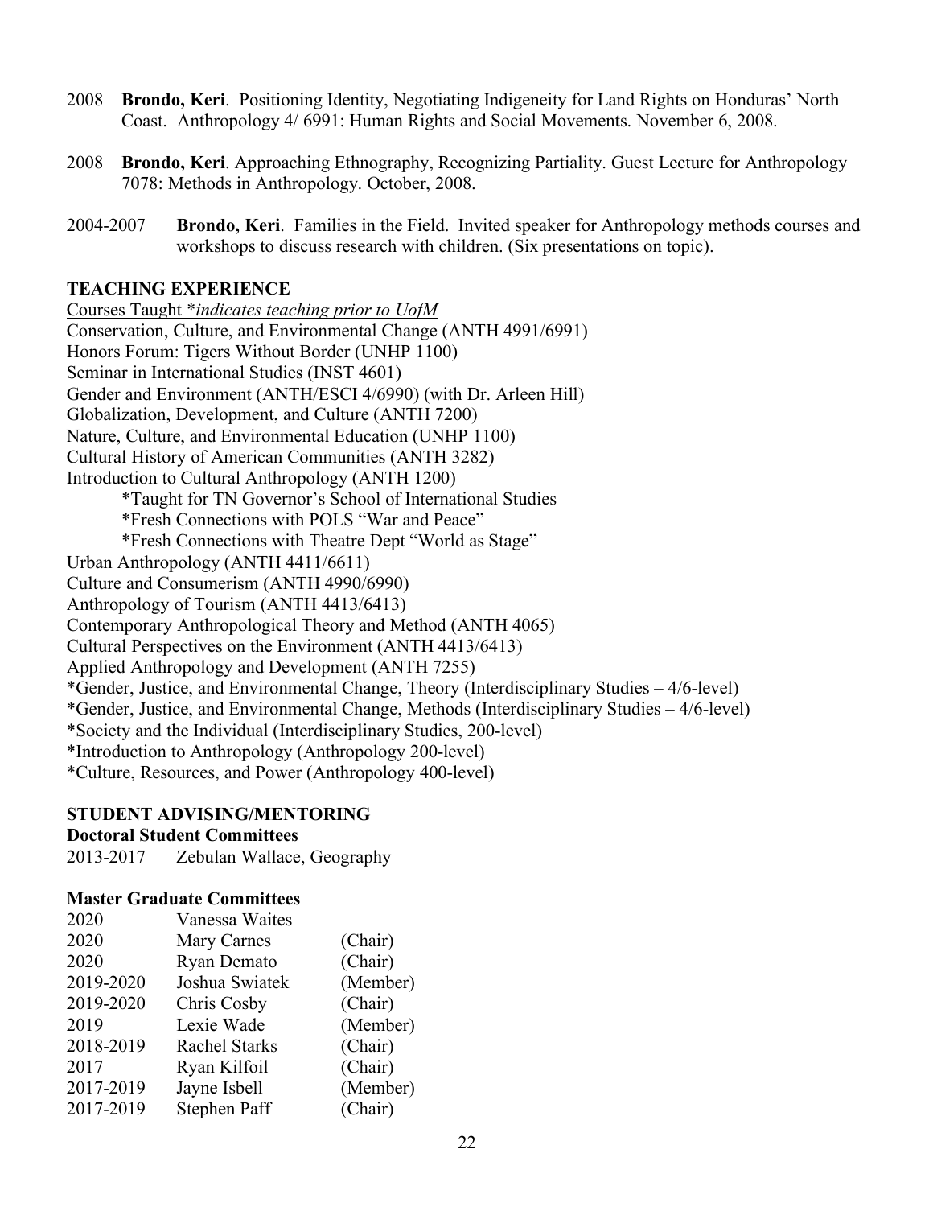2008 **Brondo, Keri**. Positioning Identity, Negotiating Indigeneity for Land Rights on Honduras' North Coast. Anthropology 4/ 6991: Human Rights and Social Movements. November 6, 2008.

2008 **Brondo, Keri**. Approaching Ethnography, Recognizing Partiality. Guest Lecture for Anthropology 7078: Methods in Anthropology. October, 2008.

2004-2007 **Brondo, Keri**. Families in the Field. Invited speaker for Anthropology methods courses and workshops to discuss research with children. (Six presentations on topic).

## TEACHING EXPERIENCE

Courses Taught **indicates teaching prior to UofM*

Conservation, Culture, and Environmental Change (ANTH 4991/6991)
Honors Forum: Tigers Without Border (UNHP 1100)
Seminar in International Studies (INST 4601)
Gender and Environment (ANTH/ESCI 4/6990) (with Dr. Arleen Hill)
Globalization, Development, and Culture (ANTH 7200)
Nature, Culture, and Environmental Education (UNHP 1100)
Cultural History of American Communities (ANTH 3282)
Introduction to Cultural Anthropology (ANTH 1200)
  *Taught for TN Governor's School of International Studies
  *Fresh Connections with POLS "War and Peace"
  *Fresh Connections with Theatre Dept "World as Stage"
Urban Anthropology (ANTH 4411/6611)
Culture and Consumerism (ANTH 4990/6990)
Anthropology of Tourism (ANTH 4413/6413)
Contemporary Anthropological Theory and Method (ANTH 4065)
Cultural Perspectives on the Environment (ANTH 4413/6413)
Applied Anthropology and Development (ANTH 7255)
*Gender, Justice, and Environmental Change, Theory (Interdisciplinary Studies – 4/6-level)
*Gender, Justice, and Environmental Change, Methods (Interdisciplinary Studies – 4/6-level)
*Society and the Individual (Interdisciplinary Studies, 200-level)
*Introduction to Anthropology (Anthropology 200-level)
*Culture, Resources, and Power (Anthropology 400-level)

## STUDENT ADVISING/MENTORING

### Doctoral Student Committees

2013-2017 Zebulan Wallace, Geography

### Master Graduate Committees

| | | |
|---|---|---|
| 2020 | Vanessa Waites | |
| 2020 | Mary Carnes | (Chair) |
| 2020 | Ryan Demato | (Chair) |
| 2019-2020 | Joshua Swiatek | (Member) |
| 2019-2020 | Chris Cosby | (Chair) |
| 2019 | Lexie Wade | (Member) |
| 2018-2019 | Rachel Starks | (Chair) |
| 2017 | Ryan Kilfoil | (Chair) |
| 2017-2019 | Jayne Isbell | (Member) |
| 2017-2019 | Stephen Paff | (Chair) |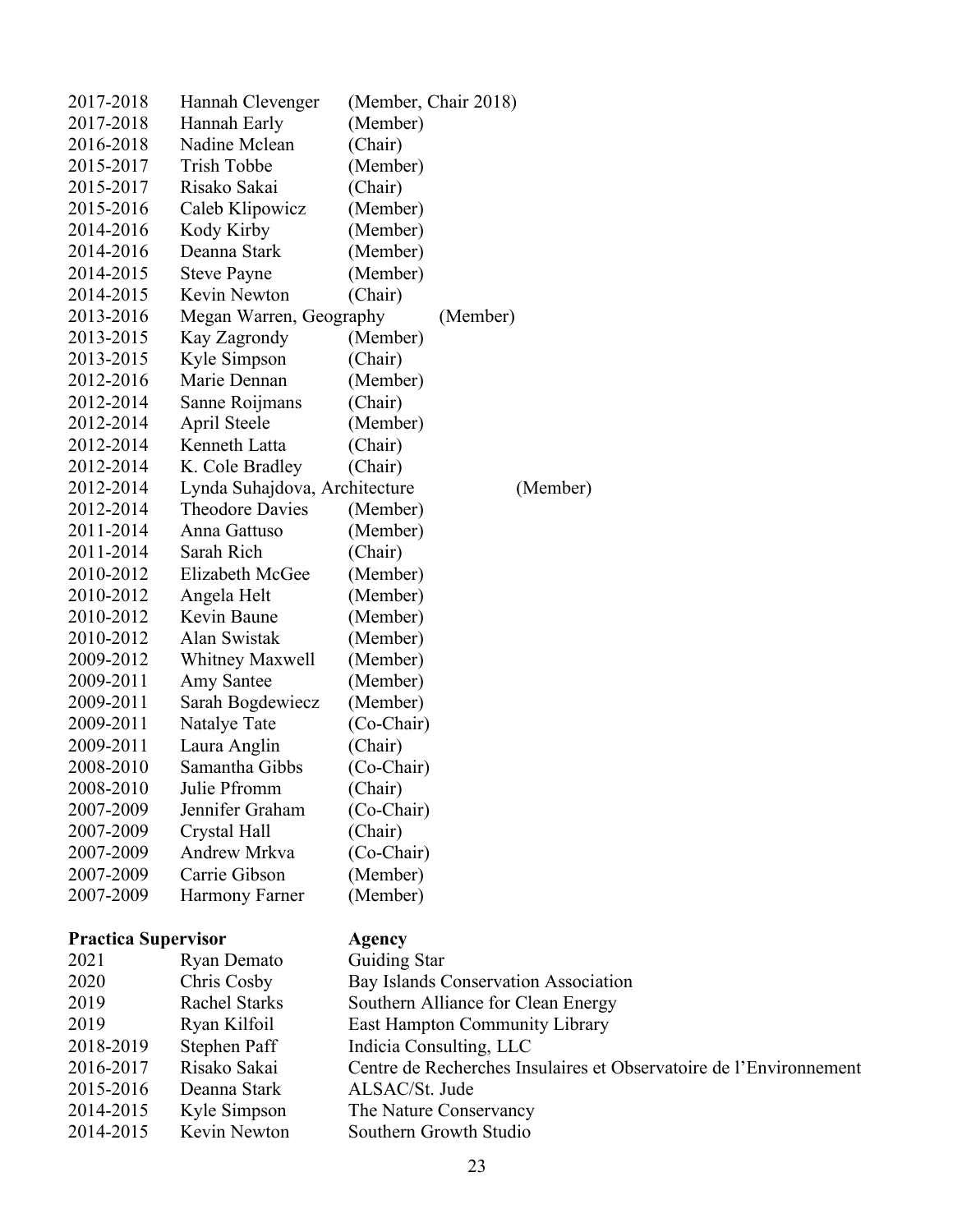| | | |
|---|---|---|
| 2017-2018 | Hannah Clevenger | (Member, Chair 2018) |
| 2017-2018 | Hannah Early | (Member) |
| 2016-2018 | Nadine Mclean | (Chair) |
| 2015-2017 | Trish Tobbe | (Member) |
| 2015-2017 | Risako Sakai | (Chair) |
| 2015-2016 | Caleb Klipowicz | (Member) |
| 2014-2016 | Kody Kirby | (Member) |
| 2014-2016 | Deanna Stark | (Member) |
| 2014-2015 | Steve Payne | (Member) |
| 2014-2015 | Kevin Newton | (Chair) |
| 2013-2016 | Megan Warren, Geography | (Member) |
| 2013-2015 | Kay Zagrondy | (Member) |
| 2013-2015 | Kyle Simpson | (Chair) |
| 2012-2016 | Marie Dennan | (Member) |
| 2012-2014 | Sanne Roijmans | (Chair) |
| 2012-2014 | April Steele | (Member) |
| 2012-2014 | Kenneth Latta | (Chair) |
| 2012-2014 | K. Cole Bradley | (Chair) |
| 2012-2014 | Lynda Suhajdova, Architecture | (Member) |
| 2012-2014 | Theodore Davies | (Member) |
| 2011-2014 | Anna Gattuso | (Member) |
| 2011-2014 | Sarah Rich | (Chair) |
| 2010-2012 | Elizabeth McGee | (Member) |
| 2010-2012 | Angela Helt | (Member) |
| 2010-2012 | Kevin Baune | (Member) |
| 2010-2012 | Alan Swistak | (Member) |
| 2009-2012 | Whitney Maxwell | (Member) |
| 2009-2011 | Amy Santee | (Member) |
| 2009-2011 | Sarah Bogdewiecz | (Member) |
| 2009-2011 | Natalye Tate | (Co-Chair) |
| 2009-2011 | Laura Anglin | (Chair) |
| 2008-2010 | Samantha Gibbs | (Co-Chair) |
| 2008-2010 | Julie Pfromm | (Chair) |
| 2007-2009 | Jennifer Graham | (Co-Chair) |
| 2007-2009 | Crystal Hall | (Chair) |
| 2007-2009 | Andrew Mrkva | (Co-Chair) |
| 2007-2009 | Carrie Gibson | (Member) |
| 2007-2009 | Harmony Farner | (Member) |

| **Practica Supervisor** | | **Agency** |
|---|---|---|
| 2021 | Ryan Demato | Guiding Star |
| 2020 | Chris Cosby | Bay Islands Conservation Association |
| 2019 | Rachel Starks | Southern Alliance for Clean Energy |
| 2019 | Ryan Kilfoil | East Hampton Community Library |
| 2018-2019 | Stephen Paff | Indicia Consulting, LLC |
| 2016-2017 | Risako Sakai | Centre de Recherches Insulaires et Observatoire de l'Environnement |
| 2015-2016 | Deanna Stark | ALSAC/St. Jude |
| 2014-2015 | Kyle Simpson | The Nature Conservancy |
| 2014-2015 | Kevin Newton | Southern Growth Studio |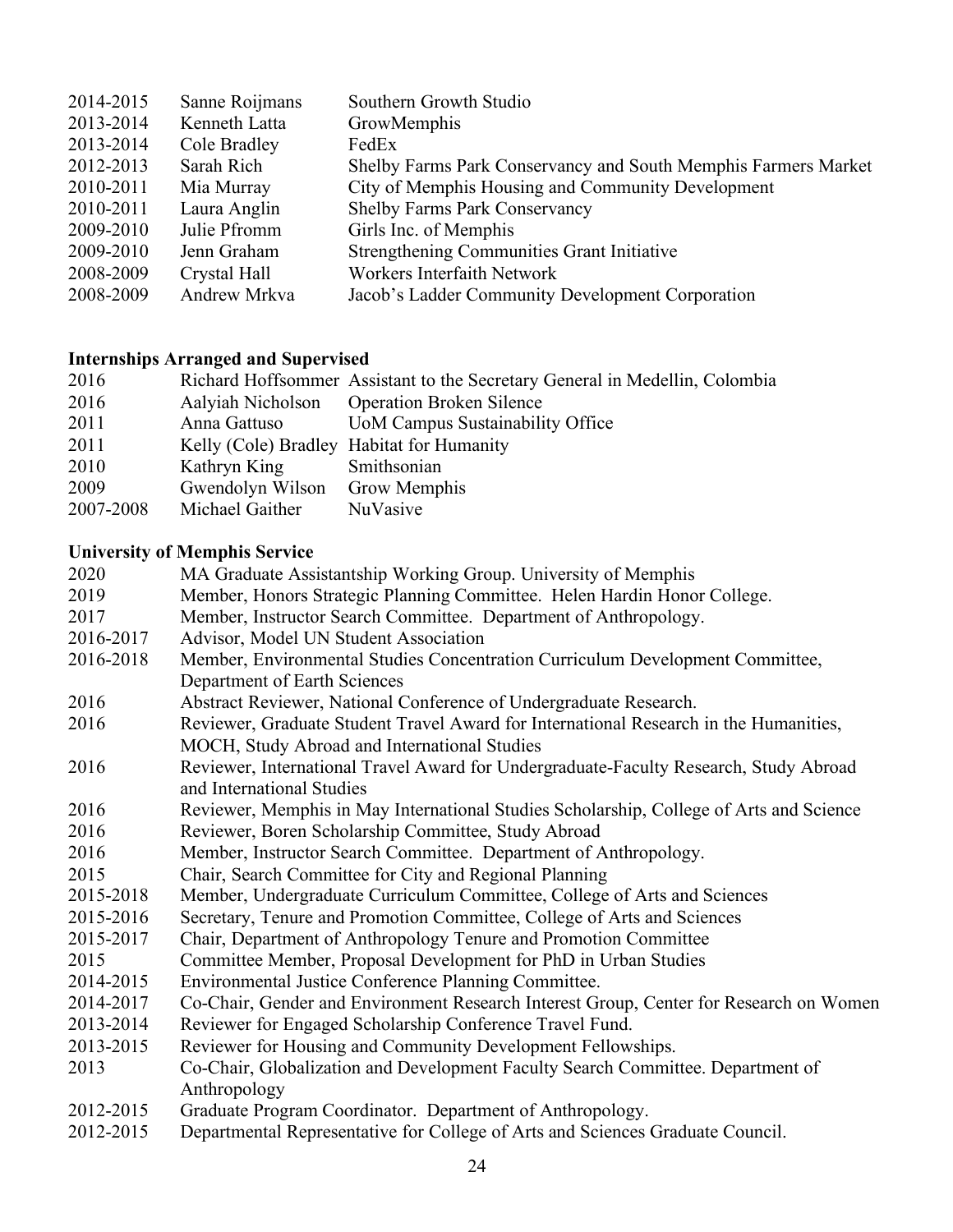| | | |
|---|---|---|
| 2014-2015 | Sanne Roijmans | Southern Growth Studio |
| 2013-2014 | Kenneth Latta | GrowMemphis |
| 2013-2014 | Cole Bradley | FedEx |
| 2012-2013 | Sarah Rich | Shelby Farms Park Conservancy and South Memphis Farmers Market |
| 2010-2011 | Mia Murray | City of Memphis Housing and Community Development |
| 2010-2011 | Laura Anglin | Shelby Farms Park Conservancy |
| 2009-2010 | Julie Pfromm | Girls Inc. of Memphis |
| 2009-2010 | Jenn Graham | Strengthening Communities Grant Initiative |
| 2008-2009 | Crystal Hall | Workers Interfaith Network |
| 2008-2009 | Andrew Mrkva | Jacob's Ladder Community Development Corporation |

**Internships Arranged and Supervised**

| | | |
|---|---|---|
| 2016 | Richard Hoffsommer | Assistant to the Secretary General in Medellin, Colombia |
| 2016 | Aalyiah Nicholson | Operation Broken Silence |
| 2011 | Anna Gattuso | UoM Campus Sustainability Office |
| 2011 | Kelly (Cole) Bradley | Habitat for Humanity |
| 2010 | Kathryn King | Smithsonian |
| 2009 | Gwendolyn Wilson | Grow Memphis |
| 2007-2008 | Michael Gaither | NuVasive |

**University of Memphis Service**

| | |
|---|---|
| 2020 | MA Graduate Assistantship Working Group. University of Memphis |
| 2019 | Member, Honors Strategic Planning Committee. Helen Hardin Honor College. |
| 2017 | Member, Instructor Search Committee. Department of Anthropology. |
| 2016-2017 | Advisor, Model UN Student Association |
| 2016-2018 | Member, Environmental Studies Concentration Curriculum Development Committee, Department of Earth Sciences |
| 2016 | Abstract Reviewer, National Conference of Undergraduate Research. |
| 2016 | Reviewer, Graduate Student Travel Award for International Research in the Humanities, MOCH, Study Abroad and International Studies |
| 2016 | Reviewer, International Travel Award for Undergraduate-Faculty Research, Study Abroad and International Studies |
| 2016 | Reviewer, Memphis in May International Studies Scholarship, College of Arts and Science |
| 2016 | Reviewer, Boren Scholarship Committee, Study Abroad |
| 2016 | Member, Instructor Search Committee. Department of Anthropology. |
| 2015 | Chair, Search Committee for City and Regional Planning |
| 2015-2018 | Member, Undergraduate Curriculum Committee, College of Arts and Sciences |
| 2015-2016 | Secretary, Tenure and Promotion Committee, College of Arts and Sciences |
| 2015-2017 | Chair, Department of Anthropology Tenure and Promotion Committee |
| 2015 | Committee Member, Proposal Development for PhD in Urban Studies |
| 2014-2015 | Environmental Justice Conference Planning Committee. |
| 2014-2017 | Co-Chair, Gender and Environment Research Interest Group, Center for Research on Women |
| 2013-2014 | Reviewer for Engaged Scholarship Conference Travel Fund. |
| 2013-2015 | Reviewer for Housing and Community Development Fellowships. |
| 2013 | Co-Chair, Globalization and Development Faculty Search Committee. Department of Anthropology |
| 2012-2015 | Graduate Program Coordinator. Department of Anthropology. |
| 2012-2015 | Departmental Representative for College of Arts and Sciences Graduate Council. |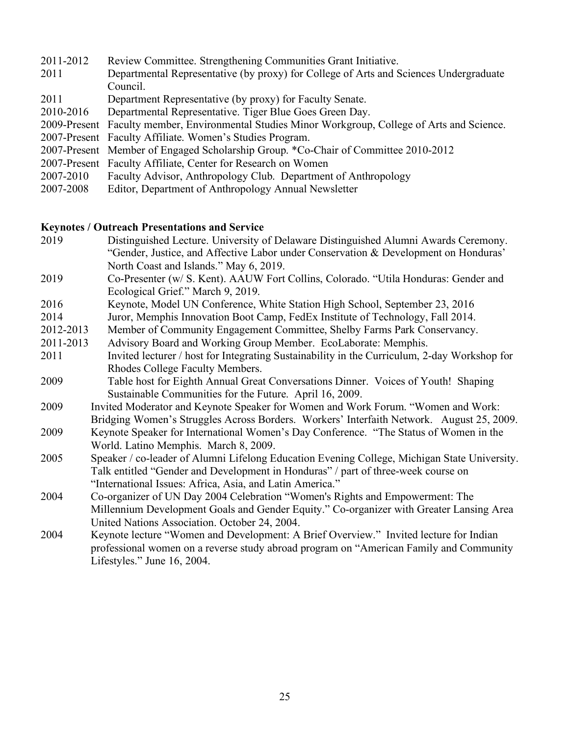2011-2012 Review Committee. Strengthening Communities Grant Initiative.
2011 Departmental Representative (by proxy) for College of Arts and Sciences Undergraduate Council.
2011 Department Representative (by proxy) for Faculty Senate.
2010-2016 Departmental Representative. Tiger Blue Goes Green Day.
2009-Present Faculty member, Environmental Studies Minor Workgroup, College of Arts and Science.
2007-Present Faculty Affiliate. Women's Studies Program.
2007-Present Member of Engaged Scholarship Group. *Co-Chair of Committee 2010-2012
2007-Present Faculty Affiliate, Center for Research on Women
2007-2010 Faculty Advisor, Anthropology Club. Department of Anthropology
2007-2008 Editor, Department of Anthropology Annual Newsletter

**Keynotes / Outreach Presentations and Service**

2019 Distinguished Lecture. University of Delaware Distinguished Alumni Awards Ceremony. "Gender, Justice, and Affective Labor under Conservation & Development on Honduras' North Coast and Islands." May 6, 2019.
2019 Co-Presenter (w/ S. Kent). AAUW Fort Collins, Colorado. "Utila Honduras: Gender and Ecological Grief." March 9, 2019.
2016 Keynote, Model UN Conference, White Station High School, September 23, 2016
2014 Juror, Memphis Innovation Boot Camp, FedEx Institute of Technology, Fall 2014.
2012-2013 Member of Community Engagement Committee, Shelby Farms Park Conservancy.
2011-2013 Advisory Board and Working Group Member. EcoLaborate: Memphis.
2011 Invited lecturer / host for Integrating Sustainability in the Curriculum, 2-day Workshop for Rhodes College Faculty Members.
2009 Table host for Eighth Annual Great Conversations Dinner. Voices of Youth! Shaping Sustainable Communities for the Future. April 16, 2009.
2009 Invited Moderator and Keynote Speaker for Women and Work Forum. "Women and Work: Bridging Women's Struggles Across Borders. Workers' Interfaith Network. August 25, 2009.
2009 Keynote Speaker for International Women's Day Conference. "The Status of Women in the World. Latino Memphis. March 8, 2009.
2005 Speaker / co-leader of Alumni Lifelong Education Evening College, Michigan State University. Talk entitled "Gender and Development in Honduras" / part of three-week course on "International Issues: Africa, Asia, and Latin America."
2004 Co-organizer of UN Day 2004 Celebration "Women's Rights and Empowerment: The Millennium Development Goals and Gender Equity." Co-organizer with Greater Lansing Area United Nations Association. October 24, 2004.
2004 Keynote lecture "Women and Development: A Brief Overview." Invited lecture for Indian professional women on a reverse study abroad program on "American Family and Community Lifestyles." June 16, 2004.